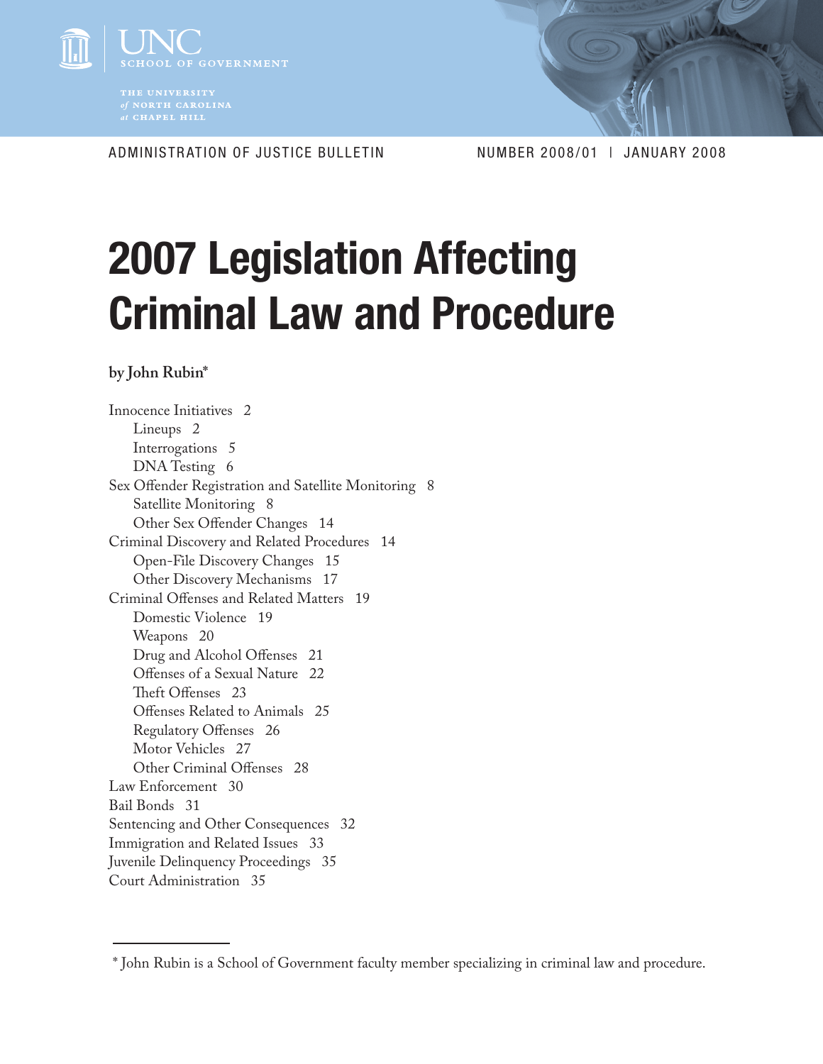UNC SCHOOL OF GOVERNMENT

THE UNIVERSITY *of* NORTH CAROLINA *at* CHAPEL HILL

ADMINISTRATION OF JUSTICE BULLETIN NUMBER 2008/01 | JANUARY 2008

# 2007 Legislation Affecting Criminal Law and Procedure

**by John Rubin***

- Innocence Initiatives 2
  - Lineups 2
  - Interrogations 5
  - DNA Testing 6
- Sex Offender Registration and Satellite Monitoring 8
  - Satellite Monitoring 8
  - Other Sex Offender Changes 14
- Criminal Discovery and Related Procedures 14
  - Open-File Discovery Changes 15
  - Other Discovery Mechanisms 17
- Criminal Offenses and Related Matters 19
  - Domestic Violence 19
  - Weapons 20
  - Drug and Alcohol Offenses 21
  - Offenses of a Sexual Nature 22
  - Theft Offenses 23
  - Offenses Related to Animals 25
  - Regulatory Offenses 26
  - Motor Vehicles 27
  - Other Criminal Offenses 28
- Law Enforcement 30
- Bail Bonds 31
- Sentencing and Other Consequences 32
- Immigration and Related Issues 33
- Juvenile Delinquency Proceedings 35
- Court Administration 35

---

* John Rubin is a School of Government faculty member specializing in criminal law and procedure.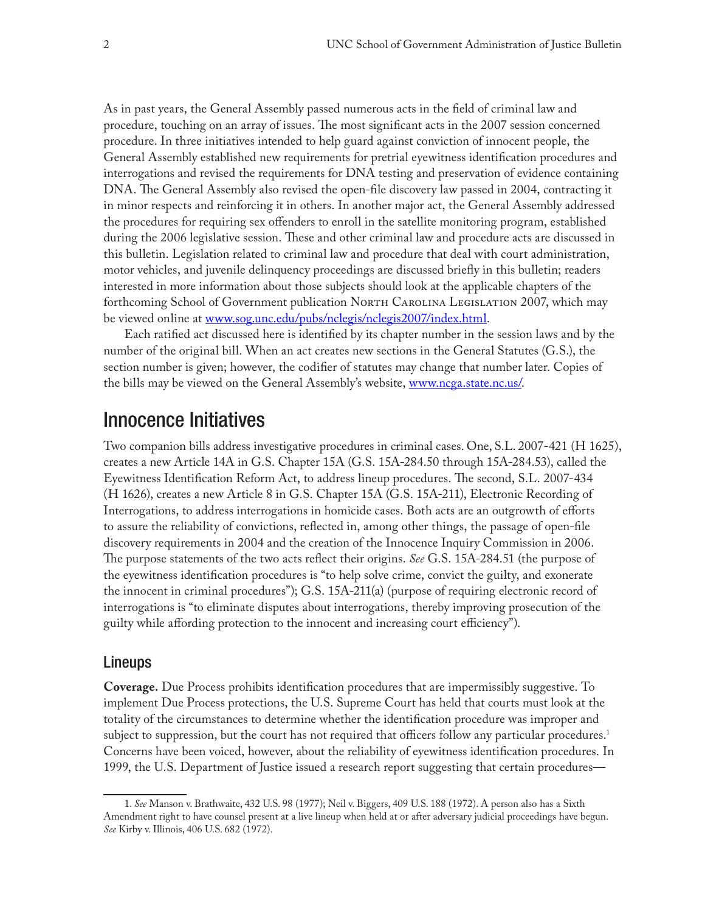As in past years, the General Assembly passed numerous acts in the field of criminal law and procedure, touching on an array of issues. The most significant acts in the 2007 session concerned procedure. In three initiatives intended to help guard against conviction of innocent people, the General Assembly established new requirements for pretrial eyewitness identification procedures and interrogations and revised the requirements for DNA testing and preservation of evidence containing DNA. The General Assembly also revised the open-file discovery law passed in 2004, contracting it in minor respects and reinforcing it in others. In another major act, the General Assembly addressed the procedures for requiring sex offenders to enroll in the satellite monitoring program, established during the 2006 legislative session. These and other criminal law and procedure acts are discussed in this bulletin. Legislation related to criminal law and procedure that deal with court administration, motor vehicles, and juvenile delinquency proceedings are discussed briefly in this bulletin; readers interested in more information about those subjects should look at the applicable chapters of the forthcoming School of Government publication North Carolina Legislation 2007, which may be viewed online at [www.sog.unc.edu/pubs/nclegis/nclegis2007/index.html](www.sog.unc.edu/pubs/nclegis/nclegis2007/index.html).

Each ratified act discussed here is identified by its chapter number in the session laws and by the number of the original bill. When an act creates new sections in the General Statutes (G.S.), the section number is given; however, the codifier of statutes may change that number later. Copies of the bills may be viewed on the General Assembly's website, [www.ncga.state.nc.us/](www.ncga.state.nc.us/).

## Innocence Initiatives

Two companion bills address investigative procedures in criminal cases. One, S.L. 2007-421 (H 1625), creates a new Article 14A in G.S. Chapter 15A (G.S. 15A-284.50 through 15A-284.53), called the Eyewitness Identification Reform Act, to address lineup procedures. The second, S.L. 2007-434 (H 1626), creates a new Article 8 in G.S. Chapter 15A (G.S. 15A-211), Electronic Recording of Interrogations, to address interrogations in homicide cases. Both acts are an outgrowth of efforts to assure the reliability of convictions, reflected in, among other things, the passage of open-file discovery requirements in 2004 and the creation of the Innocence Inquiry Commission in 2006. The purpose statements of the two acts reflect their origins. *See* G.S. 15A-284.51 (the purpose of the eyewitness identification procedures is "to help solve crime, convict the guilty, and exonerate the innocent in criminal procedures"); G.S. 15A-211(a) (purpose of requiring electronic record of interrogations is "to eliminate disputes about interrogations, thereby improving prosecution of the guilty while affording protection to the innocent and increasing court efficiency").

### Lineups

**Coverage.** Due Process prohibits identification procedures that are impermissibly suggestive. To implement Due Process protections, the U.S. Supreme Court has held that courts must look at the totality of the circumstances to determine whether the identification procedure was improper and subject to suppression, but the court has not required that officers follow any particular procedures.[1] Concerns have been voiced, however, about the reliability of eyewitness identification procedures. In 1999, the U.S. Department of Justice issued a research report suggesting that certain procedures—

1. *See* Manson v. Brathwaite, 432 U.S. 98 (1977); Neil v. Biggers, 409 U.S. 188 (1972). A person also has a Sixth Amendment right to have counsel present at a live lineup when held at or after adversary judicial proceedings have begun. *See* Kirby v. Illinois, 406 U.S. 682 (1972).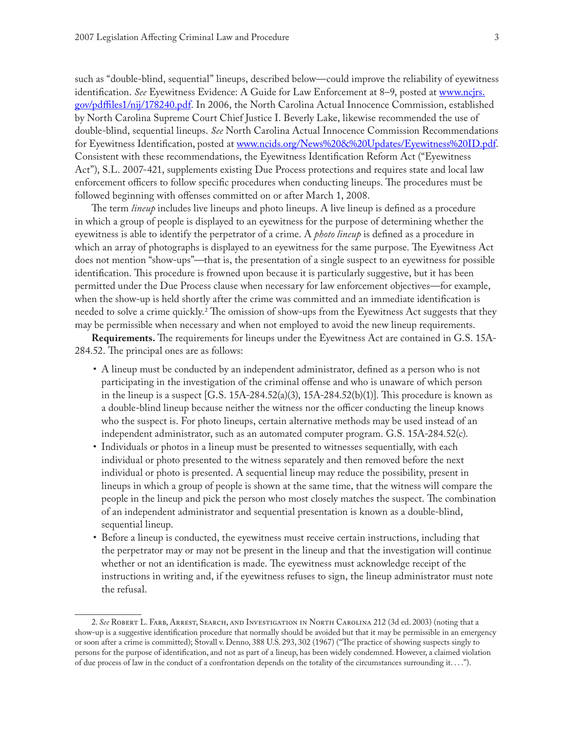such as "double-blind, sequential" lineups, described below—could improve the reliability of eyewitness identification. *See* Eyewitness Evidence: A Guide for Law Enforcement at 8–9, posted at www.ncjrs.gov/pdffiles1/nij/178240.pdf. In 2006, the North Carolina Actual Innocence Commission, established by North Carolina Supreme Court Chief Justice I. Beverly Lake, likewise recommended the use of double-blind, sequential lineups. *See* North Carolina Actual Innocence Commission Recommendations for Eyewitness Identification, posted at www.ncids.org/News%20&%20Updates/Eyewitness%20ID.pdf. Consistent with these recommendations, the Eyewitness Identification Reform Act ("Eyewitness Act"), S.L. 2007-421, supplements existing Due Process protections and requires state and local law enforcement officers to follow specific procedures when conducting lineups. The procedures must be followed beginning with offenses committed on or after March 1, 2008.

The term *lineup* includes live lineups and photo lineups. A live lineup is defined as a procedure in which a group of people is displayed to an eyewitness for the purpose of determining whether the eyewitness is able to identify the perpetrator of a crime. A *photo lineup* is defined as a procedure in which an array of photographs is displayed to an eyewitness for the same purpose. The Eyewitness Act does not mention "show-ups"—that is, the presentation of a single suspect to an eyewitness for possible identification. This procedure is frowned upon because it is particularly suggestive, but it has been permitted under the Due Process clause when necessary for law enforcement objectives—for example, when the show-up is held shortly after the crime was committed and an immediate identification is needed to solve a crime quickly.[2] The omission of show-ups from the Eyewitness Act suggests that they may be permissible when necessary and when not employed to avoid the new lineup requirements.

**Requirements.** The requirements for lineups under the Eyewitness Act are contained in G.S. 15A-284.52. The principal ones are as follows:

- A lineup must be conducted by an independent administrator, defined as a person who is not participating in the investigation of the criminal offense and who is unaware of which person in the lineup is a suspect [G.S. 15A-284.52(a)(3), 15A-284.52(b)(1)]. This procedure is known as a double-blind lineup because neither the witness nor the officer conducting the lineup knows who the suspect is. For photo lineups, certain alternative methods may be used instead of an independent administrator, such as an automated computer program. G.S. 15A-284.52(c).
- Individuals or photos in a lineup must be presented to witnesses sequentially, with each individual or photo presented to the witness separately and then removed before the next individual or photo is presented. A sequential lineup may reduce the possibility, present in lineups in which a group of people is shown at the same time, that the witness will compare the people in the lineup and pick the person who most closely matches the suspect. The combination of an independent administrator and sequential presentation is known as a double-blind, sequential lineup.
- Before a lineup is conducted, the eyewitness must receive certain instructions, including that the perpetrator may or may not be present in the lineup and that the investigation will continue whether or not an identification is made. The eyewitness must acknowledge receipt of the instructions in writing and, if the eyewitness refuses to sign, the lineup administrator must note the refusal.

---

2. *See* Robert L. Farb, Arrest, Search, and Investigation in North Carolina 212 (3d ed. 2003) (noting that a show-up is a suggestive identification procedure that normally should be avoided but that it may be permissible in an emergency or soon after a crime is committed); Stovall v. Denno, 388 U.S. 293, 302 (1967) ("The practice of showing suspects singly to persons for the purpose of identification, and not as part of a lineup, has been widely condemned. However, a claimed violation of due process of law in the conduct of a confrontation depends on the totality of the circumstances surrounding it. . . .").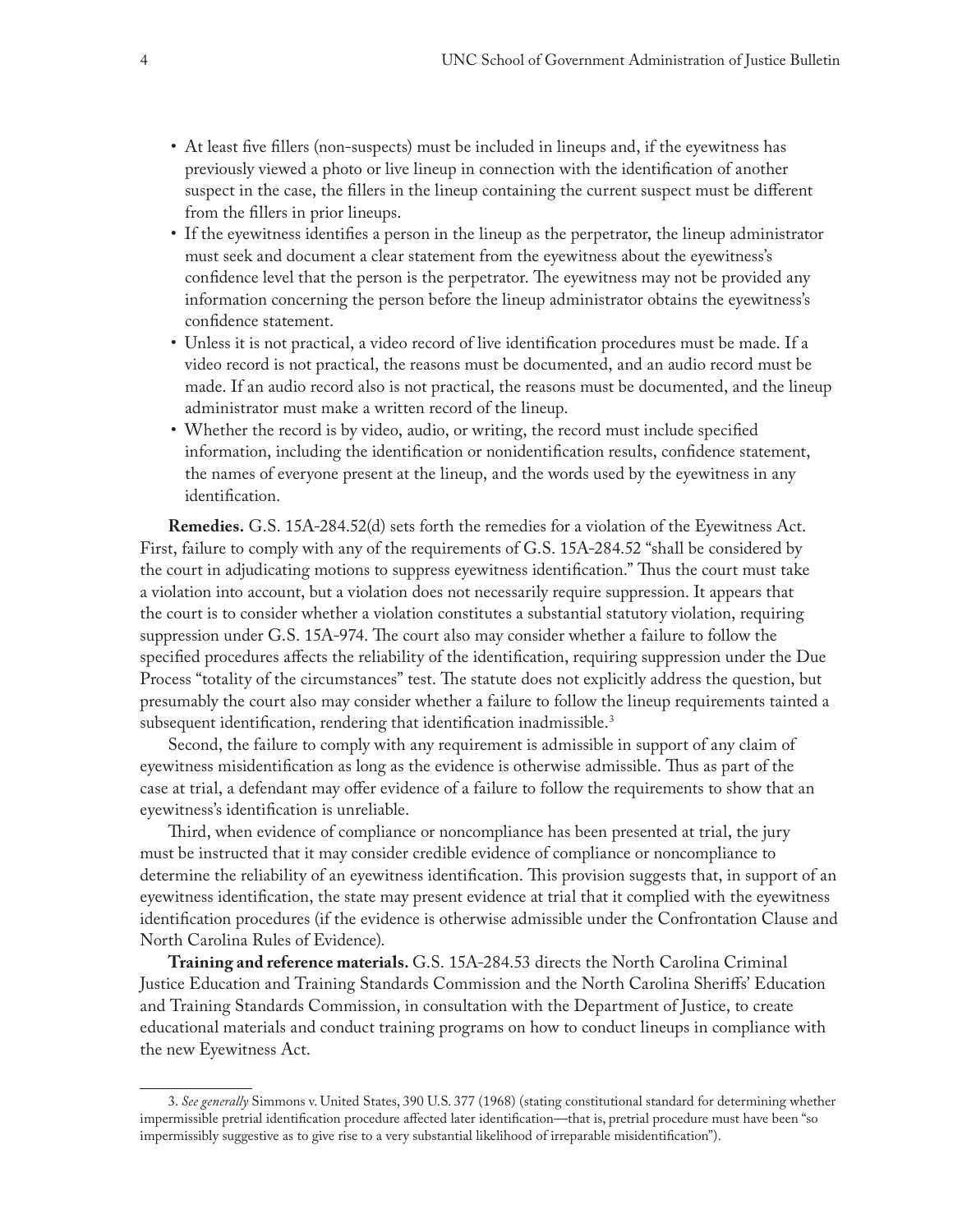- At least five fillers (non-suspects) must be included in lineups and, if the eyewitness has previously viewed a photo or live lineup in connection with the identification of another suspect in the case, the fillers in the lineup containing the current suspect must be different from the fillers in prior lineups.
- If the eyewitness identifies a person in the lineup as the perpetrator, the lineup administrator must seek and document a clear statement from the eyewitness about the eyewitness's confidence level that the person is the perpetrator. The eyewitness may not be provided any information concerning the person before the lineup administrator obtains the eyewitness's confidence statement.
- Unless it is not practical, a video record of live identification procedures must be made. If a video record is not practical, the reasons must be documented, and an audio record must be made. If an audio record also is not practical, the reasons must be documented, and the lineup administrator must make a written record of the lineup.
- Whether the record is by video, audio, or writing, the record must include specified information, including the identification or nonidentification results, confidence statement, the names of everyone present at the lineup, and the words used by the eyewitness in any identification.

**Remedies.** G.S. 15A-284.52(d) sets forth the remedies for a violation of the Eyewitness Act. First, failure to comply with any of the requirements of G.S. 15A-284.52 "shall be considered by the court in adjudicating motions to suppress eyewitness identification." Thus the court must take a violation into account, but a violation does not necessarily require suppression. It appears that the court is to consider whether a violation constitutes a substantial statutory violation, requiring suppression under G.S. 15A-974. The court also may consider whether a failure to follow the specified procedures affects the reliability of the identification, requiring suppression under the Due Process "totality of the circumstances" test. The statute does not explicitly address the question, but presumably the court also may consider whether a failure to follow the lineup requirements tainted a subsequent identification, rendering that identification inadmissible.[3]

Second, the failure to comply with any requirement is admissible in support of any claim of eyewitness misidentification as long as the evidence is otherwise admissible. Thus as part of the case at trial, a defendant may offer evidence of a failure to follow the requirements to show that an eyewitness's identification is unreliable.

Third, when evidence of compliance or noncompliance has been presented at trial, the jury must be instructed that it may consider credible evidence of compliance or noncompliance to determine the reliability of an eyewitness identification. This provision suggests that, in support of an eyewitness identification, the state may present evidence at trial that it complied with the eyewitness identification procedures (if the evidence is otherwise admissible under the Confrontation Clause and North Carolina Rules of Evidence).

**Training and reference materials.** G.S. 15A-284.53 directs the North Carolina Criminal Justice Education and Training Standards Commission and the North Carolina Sheriffs' Education and Training Standards Commission, in consultation with the Department of Justice, to create educational materials and conduct training programs on how to conduct lineups in compliance with the new Eyewitness Act.

---

3. *See generally* Simmons v. United States, 390 U.S. 377 (1968) (stating constitutional standard for determining whether impermissible pretrial identification procedure affected later identification—that is, pretrial procedure must have been "so impermissibly suggestive as to give rise to a very substantial likelihood of irreparable misidentification").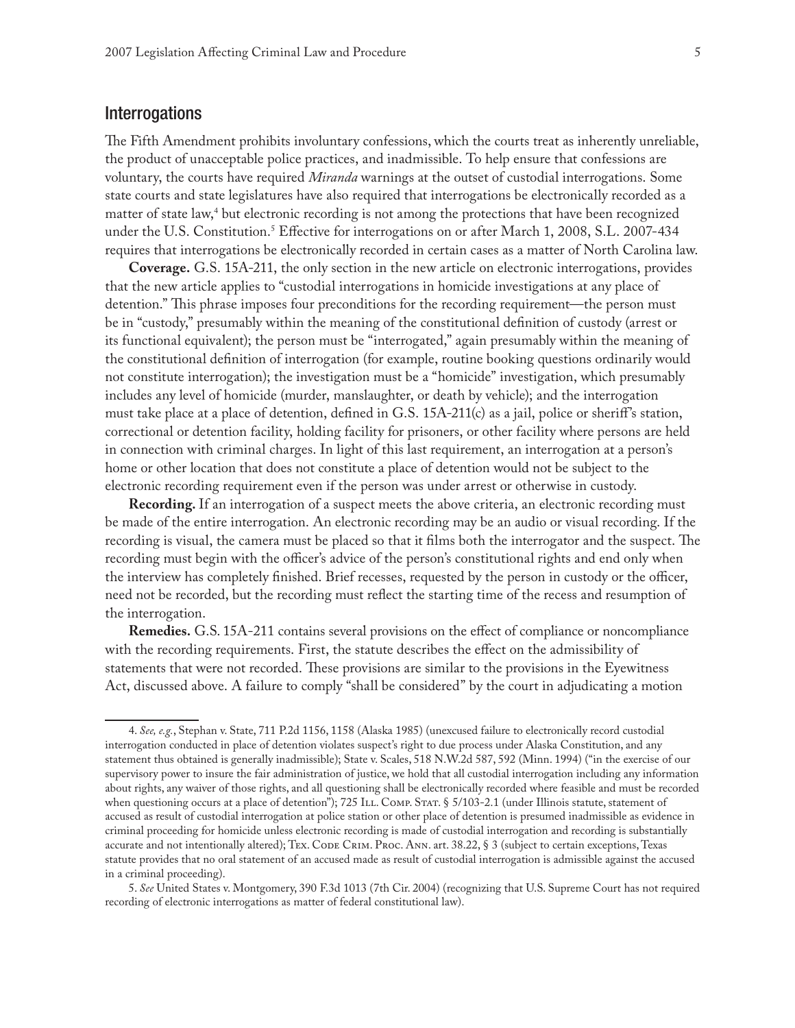## Interrogations

The Fifth Amendment prohibits involuntary confessions, which the courts treat as inherently unreliable, the product of unacceptable police practices, and inadmissible. To help ensure that confessions are voluntary, the courts have required *Miranda* warnings at the outset of custodial interrogations. Some state courts and state legislatures have also required that interrogations be electronically recorded as a matter of state law,[4] but electronic recording is not among the protections that have been recognized under the U.S. Constitution.[5] Effective for interrogations on or after March 1, 2008, S.L. 2007-434 requires that interrogations be electronically recorded in certain cases as a matter of North Carolina law.

**Coverage.** G.S. 15A-211, the only section in the new article on electronic interrogations, provides that the new article applies to "custodial interrogations in homicide investigations at any place of detention." This phrase imposes four preconditions for the recording requirement—the person must be in "custody," presumably within the meaning of the constitutional definition of custody (arrest or its functional equivalent); the person must be "interrogated," again presumably within the meaning of the constitutional definition of interrogation (for example, routine booking questions ordinarily would not constitute interrogation); the investigation must be a "homicide" investigation, which presumably includes any level of homicide (murder, manslaughter, or death by vehicle); and the interrogation must take place at a place of detention, defined in G.S. 15A-211(c) as a jail, police or sheriff's station, correctional or detention facility, holding facility for prisoners, or other facility where persons are held in connection with criminal charges. In light of this last requirement, an interrogation at a person's home or other location that does not constitute a place of detention would not be subject to the electronic recording requirement even if the person was under arrest or otherwise in custody.

**Recording.** If an interrogation of a suspect meets the above criteria, an electronic recording must be made of the entire interrogation. An electronic recording may be an audio or visual recording. If the recording is visual, the camera must be placed so that it films both the interrogator and the suspect. The recording must begin with the officer's advice of the person's constitutional rights and end only when the interview has completely finished. Brief recesses, requested by the person in custody or the officer, need not be recorded, but the recording must reflect the starting time of the recess and resumption of the interrogation.

**Remedies.** G.S. 15A-211 contains several provisions on the effect of compliance or noncompliance with the recording requirements. First, the statute describes the effect on the admissibility of statements that were not recorded. These provisions are similar to the provisions in the Eyewitness Act, discussed above. A failure to comply "shall be considered" by the court in adjudicating a motion

---

4. *See, e.g.*, Stephan v. State, 711 P.2d 1156, 1158 (Alaska 1985) (unexcused failure to electronically record custodial interrogation conducted in place of detention violates suspect's right to due process under Alaska Constitution, and any statement thus obtained is generally inadmissible); State v. Scales, 518 N.W.2d 587, 592 (Minn. 1994) ("in the exercise of our supervisory power to insure the fair administration of justice, we hold that all custodial interrogation including any information about rights, any waiver of those rights, and all questioning shall be electronically recorded where feasible and must be recorded when questioning occurs at a place of detention"); 725 Ill. Comp. Stat. § 5/103-2.1 (under Illinois statute, statement of accused as result of custodial interrogation at police station or other place of detention is presumed inadmissible as evidence in criminal proceeding for homicide unless electronic recording is made of custodial interrogation and recording is substantially accurate and not intentionally altered); Tex. Code Crim. Proc. Ann. art. 38.22, § 3 (subject to certain exceptions, Texas statute provides that no oral statement of an accused made as result of custodial interrogation is admissible against the accused in a criminal proceeding).

5. *See* United States v. Montgomery, 390 F.3d 1013 (7th Cir. 2004) (recognizing that U.S. Supreme Court has not required recording of electronic interrogations as matter of federal constitutional law).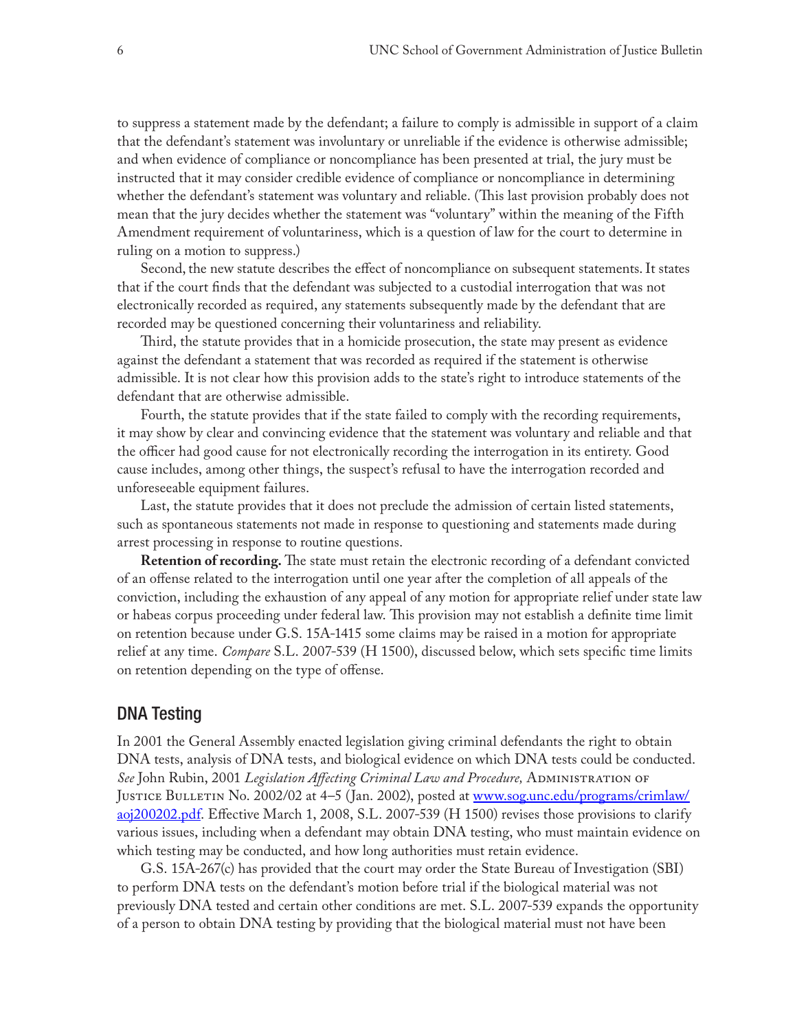to suppress a statement made by the defendant; a failure to comply is admissible in support of a claim that the defendant's statement was involuntary or unreliable if the evidence is otherwise admissible; and when evidence of compliance or noncompliance has been presented at trial, the jury must be instructed that it may consider credible evidence of compliance or noncompliance in determining whether the defendant's statement was voluntary and reliable. (This last provision probably does not mean that the jury decides whether the statement was "voluntary" within the meaning of the Fifth Amendment requirement of voluntariness, which is a question of law for the court to determine in ruling on a motion to suppress.)

Second, the new statute describes the effect of noncompliance on subsequent statements. It states that if the court finds that the defendant was subjected to a custodial interrogation that was not electronically recorded as required, any statements subsequently made by the defendant that are recorded may be questioned concerning their voluntariness and reliability.

Third, the statute provides that in a homicide prosecution, the state may present as evidence against the defendant a statement that was recorded as required if the statement is otherwise admissible. It is not clear how this provision adds to the state's right to introduce statements of the defendant that are otherwise admissible.

Fourth, the statute provides that if the state failed to comply with the recording requirements, it may show by clear and convincing evidence that the statement was voluntary and reliable and that the officer had good cause for not electronically recording the interrogation in its entirety. Good cause includes, among other things, the suspect's refusal to have the interrogation recorded and unforeseeable equipment failures.

Last, the statute provides that it does not preclude the admission of certain listed statements, such as spontaneous statements not made in response to questioning and statements made during arrest processing in response to routine questions.

**Retention of recording.** The state must retain the electronic recording of a defendant convicted of an offense related to the interrogation until one year after the completion of all appeals of the conviction, including the exhaustion of any appeal of any motion for appropriate relief under state law or habeas corpus proceeding under federal law. This provision may not establish a definite time limit on retention because under G.S. 15A-1415 some claims may be raised in a motion for appropriate relief at any time. *Compare* S.L. 2007-539 (H 1500), discussed below, which sets specific time limits on retention depending on the type of offense.

## DNA Testing

In 2001 the General Assembly enacted legislation giving criminal defendants the right to obtain DNA tests, analysis of DNA tests, and biological evidence on which DNA tests could be conducted. *See* John Rubin, 2001 *Legislation Affecting Criminal Law and Procedure,* Administration of Justice Bulletin No. 2002/02 at 4–5 (Jan. 2002), posted at www.sog.unc.edu/programs/crimlaw/aoj200202.pdf. Effective March 1, 2008, S.L. 2007-539 (H 1500) revises those provisions to clarify various issues, including when a defendant may obtain DNA testing, who must maintain evidence on which testing may be conducted, and how long authorities must retain evidence.

G.S. 15A-267(c) has provided that the court may order the State Bureau of Investigation (SBI) to perform DNA tests on the defendant's motion before trial if the biological material was not previously DNA tested and certain other conditions are met. S.L. 2007-539 expands the opportunity of a person to obtain DNA testing by providing that the biological material must not have been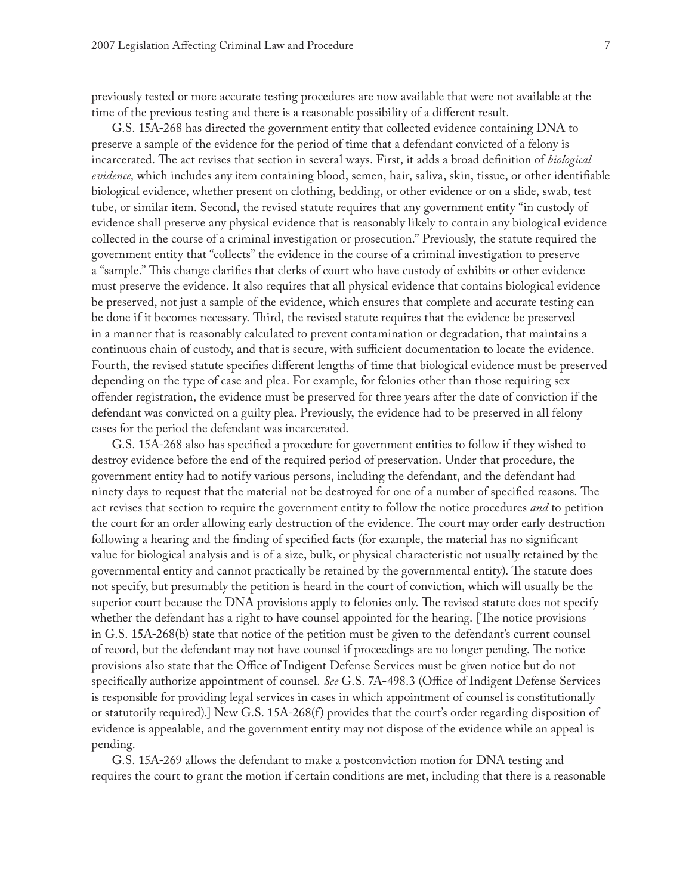previously tested or more accurate testing procedures are now available that were not available at the time of the previous testing and there is a reasonable possibility of a different result.

G.S. 15A-268 has directed the government entity that collected evidence containing DNA to preserve a sample of the evidence for the period of time that a defendant convicted of a felony is incarcerated. The act revises that section in several ways. First, it adds a broad definition of *biological evidence,* which includes any item containing blood, semen, hair, saliva, skin, tissue, or other identifiable biological evidence, whether present on clothing, bedding, or other evidence or on a slide, swab, test tube, or similar item. Second, the revised statute requires that any government entity "in custody of evidence shall preserve any physical evidence that is reasonably likely to contain any biological evidence collected in the course of a criminal investigation or prosecution." Previously, the statute required the government entity that "collects" the evidence in the course of a criminal investigation to preserve a "sample." This change clarifies that clerks of court who have custody of exhibits or other evidence must preserve the evidence. It also requires that all physical evidence that contains biological evidence be preserved, not just a sample of the evidence, which ensures that complete and accurate testing can be done if it becomes necessary. Third, the revised statute requires that the evidence be preserved in a manner that is reasonably calculated to prevent contamination or degradation, that maintains a continuous chain of custody, and that is secure, with sufficient documentation to locate the evidence. Fourth, the revised statute specifies different lengths of time that biological evidence must be preserved depending on the type of case and plea. For example, for felonies other than those requiring sex offender registration, the evidence must be preserved for three years after the date of conviction if the defendant was convicted on a guilty plea. Previously, the evidence had to be preserved in all felony cases for the period the defendant was incarcerated.

G.S. 15A-268 also has specified a procedure for government entities to follow if they wished to destroy evidence before the end of the required period of preservation. Under that procedure, the government entity had to notify various persons, including the defendant, and the defendant had ninety days to request that the material not be destroyed for one of a number of specified reasons. The act revises that section to require the government entity to follow the notice procedures *and* to petition the court for an order allowing early destruction of the evidence. The court may order early destruction following a hearing and the finding of specified facts (for example, the material has no significant value for biological analysis and is of a size, bulk, or physical characteristic not usually retained by the governmental entity and cannot practically be retained by the governmental entity). The statute does not specify, but presumably the petition is heard in the court of conviction, which will usually be the superior court because the DNA provisions apply to felonies only. The revised statute does not specify whether the defendant has a right to have counsel appointed for the hearing. [The notice provisions in G.S. 15A-268(b) state that notice of the petition must be given to the defendant's current counsel of record, but the defendant may not have counsel if proceedings are no longer pending. The notice provisions also state that the Office of Indigent Defense Services must be given notice but do not specifically authorize appointment of counsel. *See* G.S. 7A-498.3 (Office of Indigent Defense Services is responsible for providing legal services in cases in which appointment of counsel is constitutionally or statutorily required).] New G.S. 15A-268(f) provides that the court's order regarding disposition of evidence is appealable, and the government entity may not dispose of the evidence while an appeal is pending.

G.S. 15A-269 allows the defendant to make a postconviction motion for DNA testing and requires the court to grant the motion if certain conditions are met, including that there is a reasonable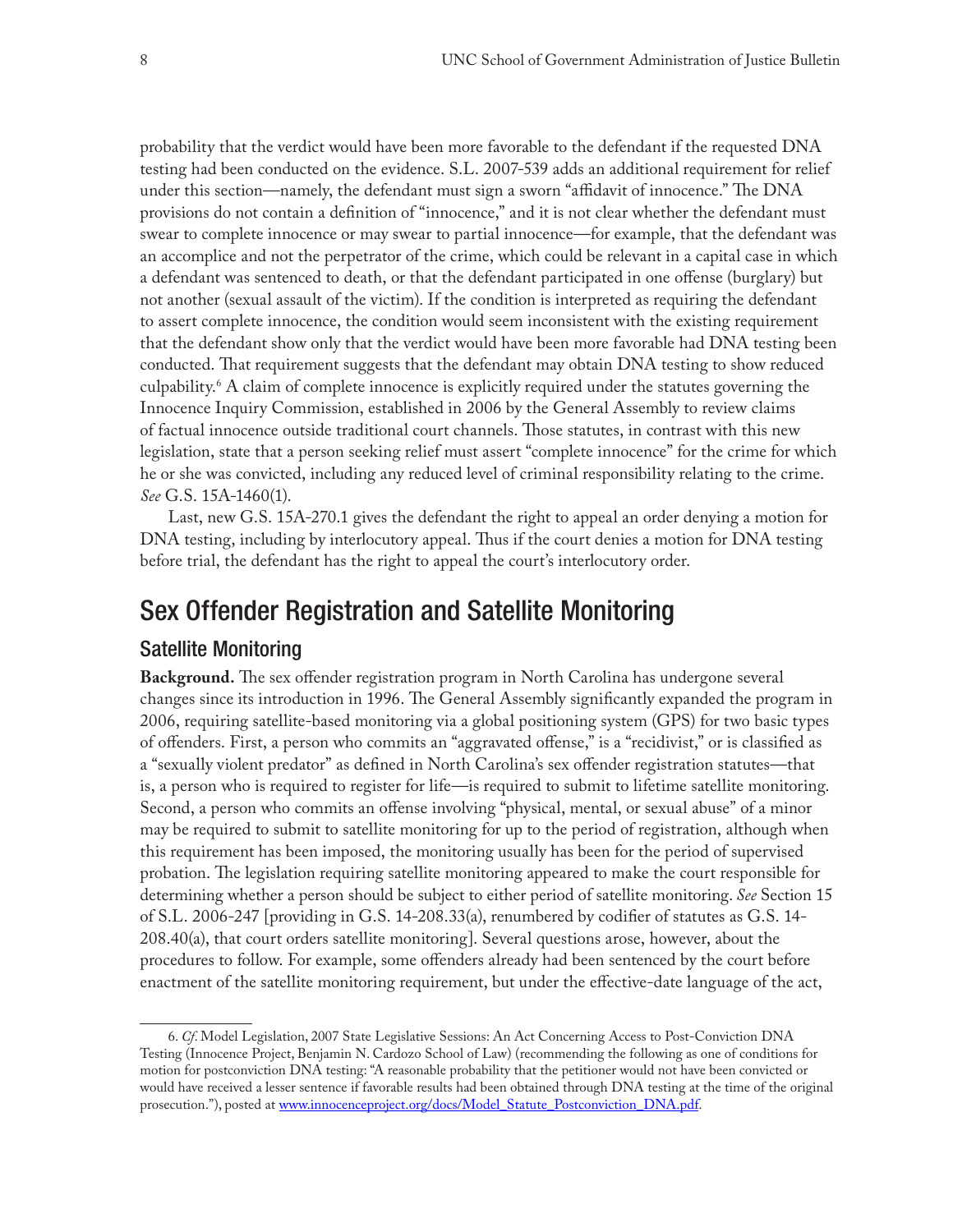probability that the verdict would have been more favorable to the defendant if the requested DNA testing had been conducted on the evidence. S.L. 2007-539 adds an additional requirement for relief under this section—namely, the defendant must sign a sworn "affidavit of innocence." The DNA provisions do not contain a definition of "innocence," and it is not clear whether the defendant must swear to complete innocence or may swear to partial innocence—for example, that the defendant was an accomplice and not the perpetrator of the crime, which could be relevant in a capital case in which a defendant was sentenced to death, or that the defendant participated in one offense (burglary) but not another (sexual assault of the victim). If the condition is interpreted as requiring the defendant to assert complete innocence, the condition would seem inconsistent with the existing requirement that the defendant show only that the verdict would have been more favorable had DNA testing been conducted. That requirement suggests that the defendant may obtain DNA testing to show reduced culpability.[6] A claim of complete innocence is explicitly required under the statutes governing the Innocence Inquiry Commission, established in 2006 by the General Assembly to review claims of factual innocence outside traditional court channels. Those statutes, in contrast with this new legislation, state that a person seeking relief must assert "complete innocence" for the crime for which he or she was convicted, including any reduced level of criminal responsibility relating to the crime. *See* G.S. 15A-1460(1).

Last, new G.S. 15A-270.1 gives the defendant the right to appeal an order denying a motion for DNA testing, including by interlocutory appeal. Thus if the court denies a motion for DNA testing before trial, the defendant has the right to appeal the court's interlocutory order.

## Sex Offender Registration and Satellite Monitoring

### Satellite Monitoring

**Background.** The sex offender registration program in North Carolina has undergone several changes since its introduction in 1996. The General Assembly significantly expanded the program in 2006, requiring satellite-based monitoring via a global positioning system (GPS) for two basic types of offenders. First, a person who commits an "aggravated offense," is a "recidivist," or is classified as a "sexually violent predator" as defined in North Carolina's sex offender registration statutes—that is, a person who is required to register for life—is required to submit to lifetime satellite monitoring. Second, a person who commits an offense involving "physical, mental, or sexual abuse" of a minor may be required to submit to satellite monitoring for up to the period of registration, although when this requirement has been imposed, the monitoring usually has been for the period of supervised probation. The legislation requiring satellite monitoring appeared to make the court responsible for determining whether a person should be subject to either period of satellite monitoring. *See* Section 15 of S.L. 2006-247 [providing in G.S. 14-208.33(a), renumbered by codifier of statutes as G.S. 14-208.40(a), that court orders satellite monitoring]. Several questions arose, however, about the procedures to follow. For example, some offenders already had been sentenced by the court before enactment of the satellite monitoring requirement, but under the effective-date language of the act,

---

6. *Cf.* Model Legislation, 2007 State Legislative Sessions: An Act Concerning Access to Post-Conviction DNA Testing (Innocence Project, Benjamin N. Cardozo School of Law) (recommending the following as one of conditions for motion for postconviction DNA testing: "A reasonable probability that the petitioner would not have been convicted or would have received a lesser sentence if favorable results had been obtained through DNA testing at the time of the original prosecution."), posted at www.innocenceproject.org/docs/Model_Statute_Postconviction_DNA.pdf.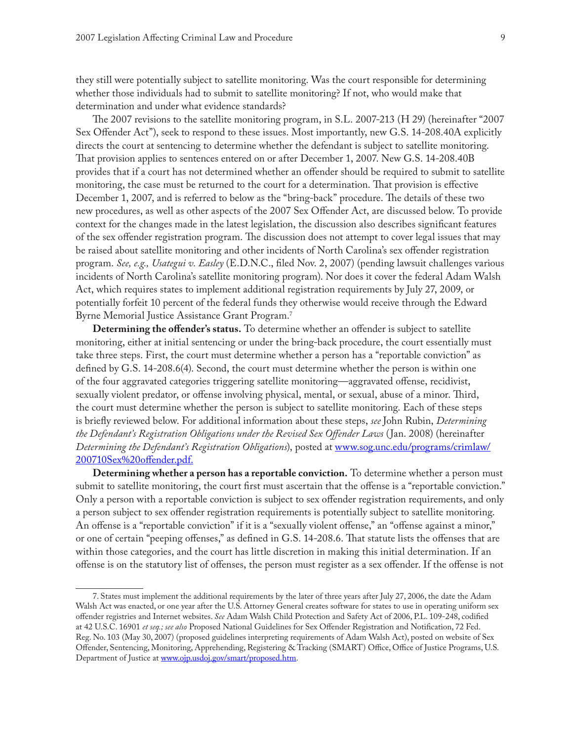they still were potentially subject to satellite monitoring. Was the court responsible for determining whether those individuals had to submit to satellite monitoring? If not, who would make that determination and under what evidence standards?

The 2007 revisions to the satellite monitoring program, in S.L. 2007-213 (H 29) (hereinafter "2007 Sex Offender Act"), seek to respond to these issues. Most importantly, new G.S. 14-208.40A explicitly directs the court at sentencing to determine whether the defendant is subject to satellite monitoring. That provision applies to sentences entered on or after December 1, 2007. New G.S. 14-208.40B provides that if a court has not determined whether an offender should be required to submit to satellite monitoring, the case must be returned to the court for a determination. That provision is effective December 1, 2007, and is referred to below as the "bring-back" procedure. The details of these two new procedures, as well as other aspects of the 2007 Sex Offender Act, are discussed below. To provide context for the changes made in the latest legislation, the discussion also describes significant features of the sex offender registration program. The discussion does not attempt to cover legal issues that may be raised about satellite monitoring and other incidents of North Carolina's sex offender registration program. *See, e.g., Usategui v. Easley* (E.D.N.C., filed Nov. 2, 2007) (pending lawsuit challenges various incidents of North Carolina's satellite monitoring program). Nor does it cover the federal Adam Walsh Act, which requires states to implement additional registration requirements by July 27, 2009, or potentially forfeit 10 percent of the federal funds they otherwise would receive through the Edward Byrne Memorial Justice Assistance Grant Program.[7]

**Determining the offender's status.** To determine whether an offender is subject to satellite monitoring, either at initial sentencing or under the bring-back procedure, the court essentially must take three steps. First, the court must determine whether a person has a "reportable conviction" as defined by G.S. 14-208.6(4). Second, the court must determine whether the person is within one of the four aggravated categories triggering satellite monitoring—aggravated offense, recidivist, sexually violent predator, or offense involving physical, mental, or sexual, abuse of a minor. Third, the court must determine whether the person is subject to satellite monitoring. Each of these steps is briefly reviewed below. For additional information about these steps, *see* John Rubin, *Determining the Defendant's Registration Obligations under the Revised Sex Offender Laws* (Jan. 2008) (hereinafter *Determining the Defendant's Registration Obligations*), posted at www.sog.unc.edu/programs/crimlaw/200710Sex%20offender.pdf.

**Determining whether a person has a reportable conviction.** To determine whether a person must submit to satellite monitoring, the court first must ascertain that the offense is a "reportable conviction." Only a person with a reportable conviction is subject to sex offender registration requirements, and only a person subject to sex offender registration requirements is potentially subject to satellite monitoring. An offense is a "reportable conviction" if it is a "sexually violent offense," an "offense against a minor," or one of certain "peeping offenses," as defined in G.S. 14-208.6. That statute lists the offenses that are within those categories, and the court has little discretion in making this initial determination. If an offense is on the statutory list of offenses, the person must register as a sex offender. If the offense is not

7. States must implement the additional requirements by the later of three years after July 27, 2006, the date the Adam Walsh Act was enacted, or one year after the U.S. Attorney General creates software for states to use in operating uniform sex offender registries and Internet websites. *See* Adam Walsh Child Protection and Safety Act of 2006, P.L. 109-248, codified at 42 U.S.C. 16901 *et seq.; see also* Proposed National Guidelines for Sex Offender Registration and Notification, 72 Fed. Reg. No. 103 (May 30, 2007) (proposed guidelines interpreting requirements of Adam Walsh Act), posted on website of Sex Offender, Sentencing, Monitoring, Apprehending, Registering & Tracking (SMART) Office, Office of Justice Programs, U.S. Department of Justice at www.ojp.usdoj.gov/smart/proposed.htm.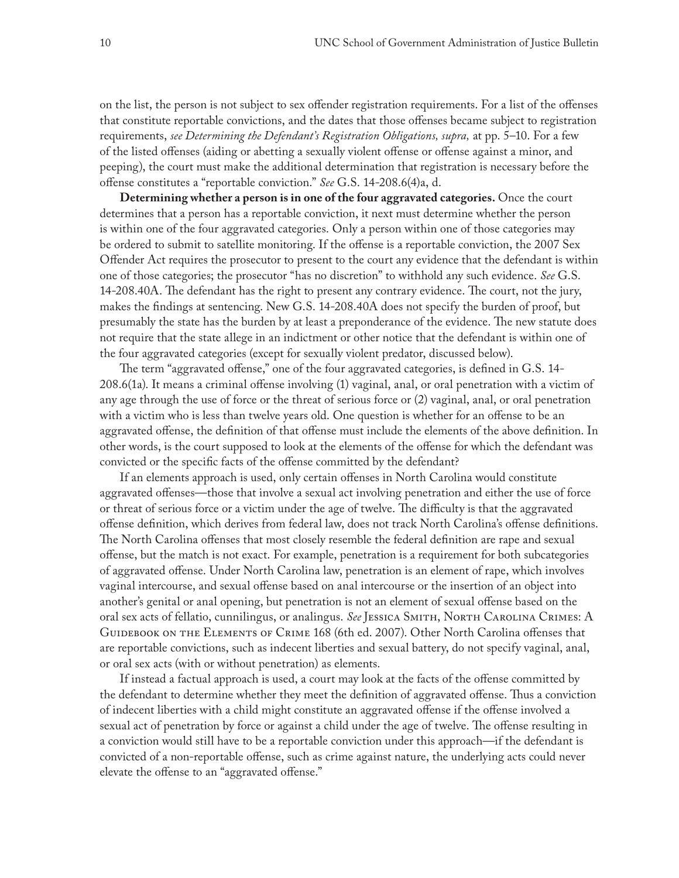on the list, the person is not subject to sex offender registration requirements. For a list of the offenses that constitute reportable convictions, and the dates that those offenses became subject to registration requirements, *see Determining the Defendant's Registration Obligations, supra,* at pp. 5–10. For a few of the listed offenses (aiding or abetting a sexually violent offense or offense against a minor, and peeping), the court must make the additional determination that registration is necessary before the offense constitutes a "reportable conviction." *See* G.S. 14-208.6(4)a, d.

**Determining whether a person is in one of the four aggravated categories.** Once the court determines that a person has a reportable conviction, it next must determine whether the person is within one of the four aggravated categories. Only a person within one of those categories may be ordered to submit to satellite monitoring. If the offense is a reportable conviction, the 2007 Sex Offender Act requires the prosecutor to present to the court any evidence that the defendant is within one of those categories; the prosecutor "has no discretion" to withhold any such evidence. *See* G.S. 14-208.40A. The defendant has the right to present any contrary evidence. The court, not the jury, makes the findings at sentencing. New G.S. 14-208.40A does not specify the burden of proof, but presumably the state has the burden by at least a preponderance of the evidence. The new statute does not require that the state allege in an indictment or other notice that the defendant is within one of the four aggravated categories (except for sexually violent predator, discussed below).

The term "aggravated offense," one of the four aggravated categories, is defined in G.S. 14-208.6(1a). It means a criminal offense involving (1) vaginal, anal, or oral penetration with a victim of any age through the use of force or the threat of serious force or (2) vaginal, anal, or oral penetration with a victim who is less than twelve years old. One question is whether for an offense to be an aggravated offense, the definition of that offense must include the elements of the above definition. In other words, is the court supposed to look at the elements of the offense for which the defendant was convicted or the specific facts of the offense committed by the defendant?

If an elements approach is used, only certain offenses in North Carolina would constitute aggravated offenses—those that involve a sexual act involving penetration and either the use of force or threat of serious force or a victim under the age of twelve. The difficulty is that the aggravated offense definition, which derives from federal law, does not track North Carolina's offense definitions. The North Carolina offenses that most closely resemble the federal definition are rape and sexual offense, but the match is not exact. For example, penetration is a requirement for both subcategories of aggravated offense. Under North Carolina law, penetration is an element of rape, which involves vaginal intercourse, and sexual offense based on anal intercourse or the insertion of an object into another's genital or anal opening, but penetration is not an element of sexual offense based on the oral sex acts of fellatio, cunnilingus, or analingus. *See* Jessica Smith, North Carolina Crimes: A Guidebook on the Elements of Crime 168 (6th ed. 2007). Other North Carolina offenses that are reportable convictions, such as indecent liberties and sexual battery, do not specify vaginal, anal, or oral sex acts (with or without penetration) as elements.

If instead a factual approach is used, a court may look at the facts of the offense committed by the defendant to determine whether they meet the definition of aggravated offense. Thus a conviction of indecent liberties with a child might constitute an aggravated offense if the offense involved a sexual act of penetration by force or against a child under the age of twelve. The offense resulting in a conviction would still have to be a reportable conviction under this approach—if the defendant is convicted of a non-reportable offense, such as crime against nature, the underlying acts could never elevate the offense to an "aggravated offense."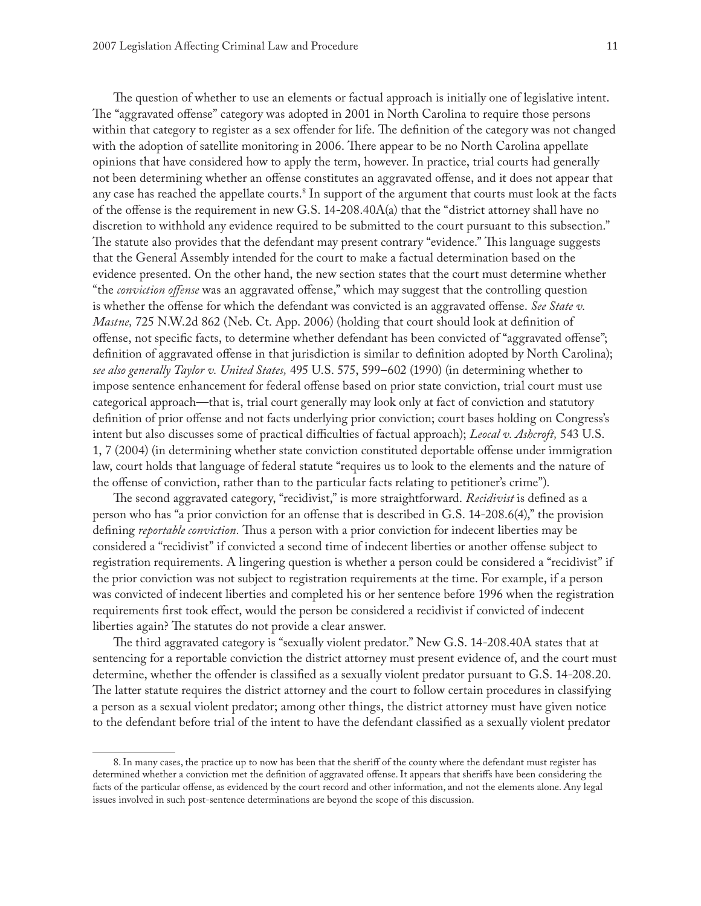The question of whether to use an elements or factual approach is initially one of legislative intent. The "aggravated offense" category was adopted in 2001 in North Carolina to require those persons within that category to register as a sex offender for life. The definition of the category was not changed with the adoption of satellite monitoring in 2006. There appear to be no North Carolina appellate opinions that have considered how to apply the term, however. In practice, trial courts had generally not been determining whether an offense constitutes an aggravated offense, and it does not appear that any case has reached the appellate courts.[8] In support of the argument that courts must look at the facts of the offense is the requirement in new G.S. 14-208.40A(a) that the "district attorney shall have no discretion to withhold any evidence required to be submitted to the court pursuant to this subsection." The statute also provides that the defendant may present contrary "evidence." This language suggests that the General Assembly intended for the court to make a factual determination based on the evidence presented. On the other hand, the new section states that the court must determine whether "the *conviction offense* was an aggravated offense," which may suggest that the controlling question is whether the offense for which the defendant was convicted is an aggravated offense. *See State v. Mastne,* 725 N.W.2d 862 (Neb. Ct. App. 2006) (holding that court should look at definition of offense, not specific facts, to determine whether defendant has been convicted of "aggravated offense"; definition of aggravated offense in that jurisdiction is similar to definition adopted by North Carolina); *see also generally Taylor v. United States,* 495 U.S. 575, 599–602 (1990) (in determining whether to impose sentence enhancement for federal offense based on prior state conviction, trial court must use categorical approach—that is, trial court generally may look only at fact of conviction and statutory definition of prior offense and not facts underlying prior conviction; court bases holding on Congress's intent but also discusses some of practical difficulties of factual approach); *Leocal v. Ashcroft,* 543 U.S. 1, 7 (2004) (in determining whether state conviction constituted deportable offense under immigration law, court holds that language of federal statute "requires us to look to the elements and the nature of the offense of conviction, rather than to the particular facts relating to petitioner's crime").

The second aggravated category, "recidivist," is more straightforward. *Recidivist* is defined as a person who has "a prior conviction for an offense that is described in G.S. 14-208.6(4)," the provision defining *reportable conviction.* Thus a person with a prior conviction for indecent liberties may be considered a "recidivist" if convicted a second time of indecent liberties or another offense subject to registration requirements. A lingering question is whether a person could be considered a "recidivist" if the prior conviction was not subject to registration requirements at the time. For example, if a person was convicted of indecent liberties and completed his or her sentence before 1996 when the registration requirements first took effect, would the person be considered a recidivist if convicted of indecent liberties again? The statutes do not provide a clear answer.

The third aggravated category is "sexually violent predator." New G.S. 14-208.40A states that at sentencing for a reportable conviction the district attorney must present evidence of, and the court must determine, whether the offender is classified as a sexually violent predator pursuant to G.S. 14-208.20. The latter statute requires the district attorney and the court to follow certain procedures in classifying a person as a sexual violent predator; among other things, the district attorney must have given notice to the defendant before trial of the intent to have the defendant classified as a sexually violent predator

8. In many cases, the practice up to now has been that the sheriff of the county where the defendant must register has determined whether a conviction met the definition of aggravated offense. It appears that sheriffs have been considering the facts of the particular offense, as evidenced by the court record and other information, and not the elements alone. Any legal issues involved in such post-sentence determinations are beyond the scope of this discussion.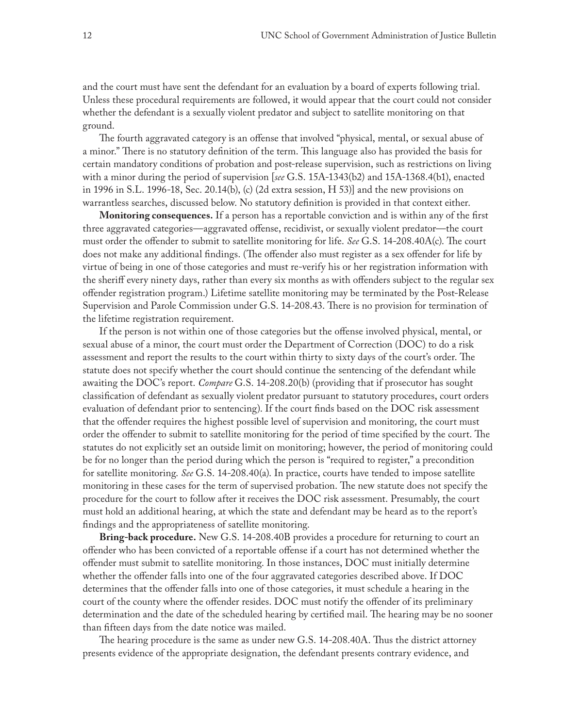and the court must have sent the defendant for an evaluation by a board of experts following trial. Unless these procedural requirements are followed, it would appear that the court could not consider whether the defendant is a sexually violent predator and subject to satellite monitoring on that ground.

The fourth aggravated category is an offense that involved "physical, mental, or sexual abuse of a minor." There is no statutory definition of the term. This language also has provided the basis for certain mandatory conditions of probation and post-release supervision, such as restrictions on living with a minor during the period of supervision [*see* G.S. 15A-1343(b2) and 15A-1368.4(b1), enacted in 1996 in S.L. 1996-18, Sec. 20.14(b), (c) (2d extra session, H 53)] and the new provisions on warrantless searches, discussed below. No statutory definition is provided in that context either.

**Monitoring consequences.** If a person has a reportable conviction and is within any of the first three aggravated categories—aggravated offense, recidivist, or sexually violent predator—the court must order the offender to submit to satellite monitoring for life. *See* G.S. 14-208.40A(c). The court does not make any additional findings. (The offender also must register as a sex offender for life by virtue of being in one of those categories and must re-verify his or her registration information with the sheriff every ninety days, rather than every six months as with offenders subject to the regular sex offender registration program.) Lifetime satellite monitoring may be terminated by the Post-Release Supervision and Parole Commission under G.S. 14-208.43. There is no provision for termination of the lifetime registration requirement.

If the person is not within one of those categories but the offense involved physical, mental, or sexual abuse of a minor, the court must order the Department of Correction (DOC) to do a risk assessment and report the results to the court within thirty to sixty days of the court's order. The statute does not specify whether the court should continue the sentencing of the defendant while awaiting the DOC's report. *Compare* G.S. 14-208.20(b) (providing that if prosecutor has sought classification of defendant as sexually violent predator pursuant to statutory procedures, court orders evaluation of defendant prior to sentencing). If the court finds based on the DOC risk assessment that the offender requires the highest possible level of supervision and monitoring, the court must order the offender to submit to satellite monitoring for the period of time specified by the court. The statutes do not explicitly set an outside limit on monitoring; however, the period of monitoring could be for no longer than the period during which the person is "required to register," a precondition for satellite monitoring. *See* G.S. 14-208.40(a). In practice, courts have tended to impose satellite monitoring in these cases for the term of supervised probation. The new statute does not specify the procedure for the court to follow after it receives the DOC risk assessment. Presumably, the court must hold an additional hearing, at which the state and defendant may be heard as to the report's findings and the appropriateness of satellite monitoring.

**Bring-back procedure.** New G.S. 14-208.40B provides a procedure for returning to court an offender who has been convicted of a reportable offense if a court has not determined whether the offender must submit to satellite monitoring. In those instances, DOC must initially determine whether the offender falls into one of the four aggravated categories described above. If DOC determines that the offender falls into one of those categories, it must schedule a hearing in the court of the county where the offender resides. DOC must notify the offender of its preliminary determination and the date of the scheduled hearing by certified mail. The hearing may be no sooner than fifteen days from the date notice was mailed.

The hearing procedure is the same as under new G.S. 14-208.40A. Thus the district attorney presents evidence of the appropriate designation, the defendant presents contrary evidence, and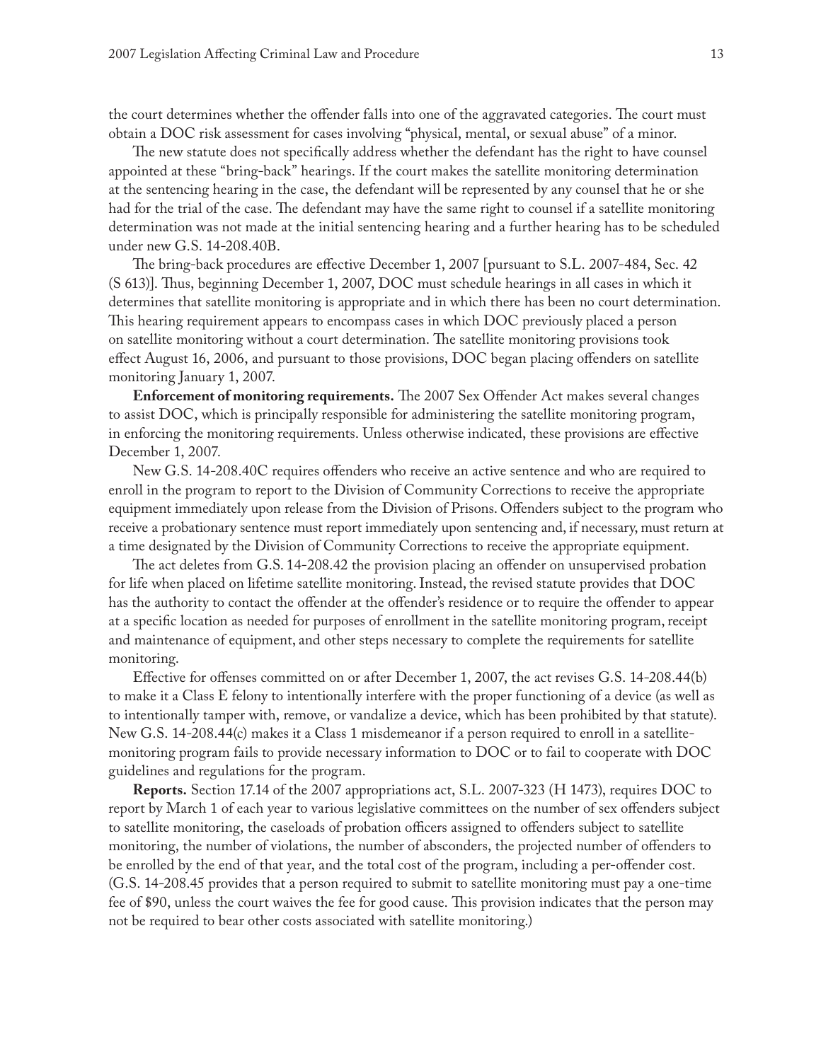the court determines whether the offender falls into one of the aggravated categories. The court must obtain a DOC risk assessment for cases involving "physical, mental, or sexual abuse" of a minor.

The new statute does not specifically address whether the defendant has the right to have counsel appointed at these "bring-back" hearings. If the court makes the satellite monitoring determination at the sentencing hearing in the case, the defendant will be represented by any counsel that he or she had for the trial of the case. The defendant may have the same right to counsel if a satellite monitoring determination was not made at the initial sentencing hearing and a further hearing has to be scheduled under new G.S. 14-208.40B.

The bring-back procedures are effective December 1, 2007 [pursuant to S.L. 2007-484, Sec. 42 (S 613)]. Thus, beginning December 1, 2007, DOC must schedule hearings in all cases in which it determines that satellite monitoring is appropriate and in which there has been no court determination. This hearing requirement appears to encompass cases in which DOC previously placed a person on satellite monitoring without a court determination. The satellite monitoring provisions took effect August 16, 2006, and pursuant to those provisions, DOC began placing offenders on satellite monitoring January 1, 2007.

**Enforcement of monitoring requirements.** The 2007 Sex Offender Act makes several changes to assist DOC, which is principally responsible for administering the satellite monitoring program, in enforcing the monitoring requirements. Unless otherwise indicated, these provisions are effective December 1, 2007.

New G.S. 14-208.40C requires offenders who receive an active sentence and who are required to enroll in the program to report to the Division of Community Corrections to receive the appropriate equipment immediately upon release from the Division of Prisons. Offenders subject to the program who receive a probationary sentence must report immediately upon sentencing and, if necessary, must return at a time designated by the Division of Community Corrections to receive the appropriate equipment.

The act deletes from G.S. 14-208.42 the provision placing an offender on unsupervised probation for life when placed on lifetime satellite monitoring. Instead, the revised statute provides that DOC has the authority to contact the offender at the offender's residence or to require the offender to appear at a specific location as needed for purposes of enrollment in the satellite monitoring program, receipt and maintenance of equipment, and other steps necessary to complete the requirements for satellite monitoring.

Effective for offenses committed on or after December 1, 2007, the act revises G.S. 14-208.44(b) to make it a Class E felony to intentionally interfere with the proper functioning of a device (as well as to intentionally tamper with, remove, or vandalize a device, which has been prohibited by that statute). New G.S. 14-208.44(c) makes it a Class 1 misdemeanor if a person required to enroll in a satellite-monitoring program fails to provide necessary information to DOC or to fail to cooperate with DOC guidelines and regulations for the program.

**Reports.** Section 17.14 of the 2007 appropriations act, S.L. 2007-323 (H 1473), requires DOC to report by March 1 of each year to various legislative committees on the number of sex offenders subject to satellite monitoring, the caseloads of probation officers assigned to offenders subject to satellite monitoring, the number of violations, the number of absconders, the projected number of offenders to be enrolled by the end of that year, and the total cost of the program, including a per-offender cost. (G.S. 14-208.45 provides that a person required to submit to satellite monitoring must pay a one-time fee of $90, unless the court waives the fee for good cause. This provision indicates that the person may not be required to bear other costs associated with satellite monitoring.)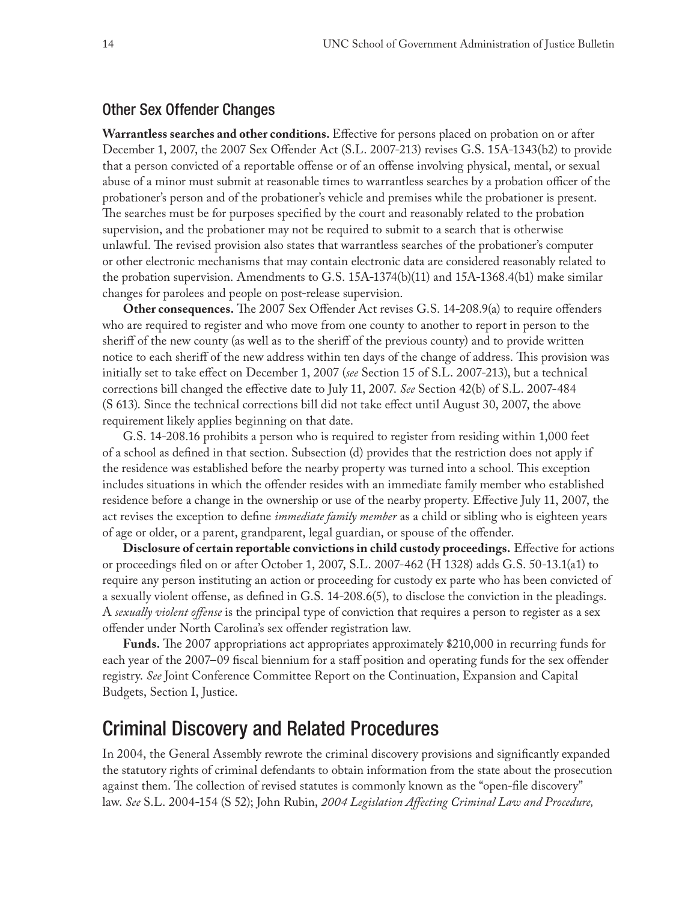### Other Sex Offender Changes

**Warrantless searches and other conditions.** Effective for persons placed on probation on or after December 1, 2007, the 2007 Sex Offender Act (S.L. 2007-213) revises G.S. 15A-1343(b2) to provide that a person convicted of a reportable offense or of an offense involving physical, mental, or sexual abuse of a minor must submit at reasonable times to warrantless searches by a probation officer of the probationer's person and of the probationer's vehicle and premises while the probationer is present. The searches must be for purposes specified by the court and reasonably related to the probation supervision, and the probationer may not be required to submit to a search that is otherwise unlawful. The revised provision also states that warrantless searches of the probationer's computer or other electronic mechanisms that may contain electronic data are considered reasonably related to the probation supervision. Amendments to G.S. 15A-1374(b)(11) and 15A-1368.4(b1) make similar changes for parolees and people on post-release supervision.

**Other consequences.** The 2007 Sex Offender Act revises G.S. 14-208.9(a) to require offenders who are required to register and who move from one county to another to report in person to the sheriff of the new county (as well as to the sheriff of the previous county) and to provide written notice to each sheriff of the new address within ten days of the change of address. This provision was initially set to take effect on December 1, 2007 (*see* Section 15 of S.L. 2007-213), but a technical corrections bill changed the effective date to July 11, 2007. *See* Section 42(b) of S.L. 2007-484 (S 613). Since the technical corrections bill did not take effect until August 30, 2007, the above requirement likely applies beginning on that date.

G.S. 14-208.16 prohibits a person who is required to register from residing within 1,000 feet of a school as defined in that section. Subsection (d) provides that the restriction does not apply if the residence was established before the nearby property was turned into a school. This exception includes situations in which the offender resides with an immediate family member who established residence before a change in the ownership or use of the nearby property. Effective July 11, 2007, the act revises the exception to define *immediate family member* as a child or sibling who is eighteen years of age or older, or a parent, grandparent, legal guardian, or spouse of the offender.

**Disclosure of certain reportable convictions in child custody proceedings.** Effective for actions or proceedings filed on or after October 1, 2007, S.L. 2007-462 (H 1328) adds G.S. 50-13.1(a1) to require any person instituting an action or proceeding for custody ex parte who has been convicted of a sexually violent offense, as defined in G.S. 14-208.6(5), to disclose the conviction in the pleadings. A *sexually violent offense* is the principal type of conviction that requires a person to register as a sex offender under North Carolina's sex offender registration law.

**Funds.** The 2007 appropriations act appropriates approximately $210,000 in recurring funds for each year of the 2007–09 fiscal biennium for a staff position and operating funds for the sex offender registry. *See* Joint Conference Committee Report on the Continuation, Expansion and Capital Budgets, Section I, Justice.

## Criminal Discovery and Related Procedures

In 2004, the General Assembly rewrote the criminal discovery provisions and significantly expanded the statutory rights of criminal defendants to obtain information from the state about the prosecution against them. The collection of revised statutes is commonly known as the "open-file discovery" law. *See* S.L. 2004-154 (S 52); John Rubin, *2004 Legislation Affecting Criminal Law and Procedure,*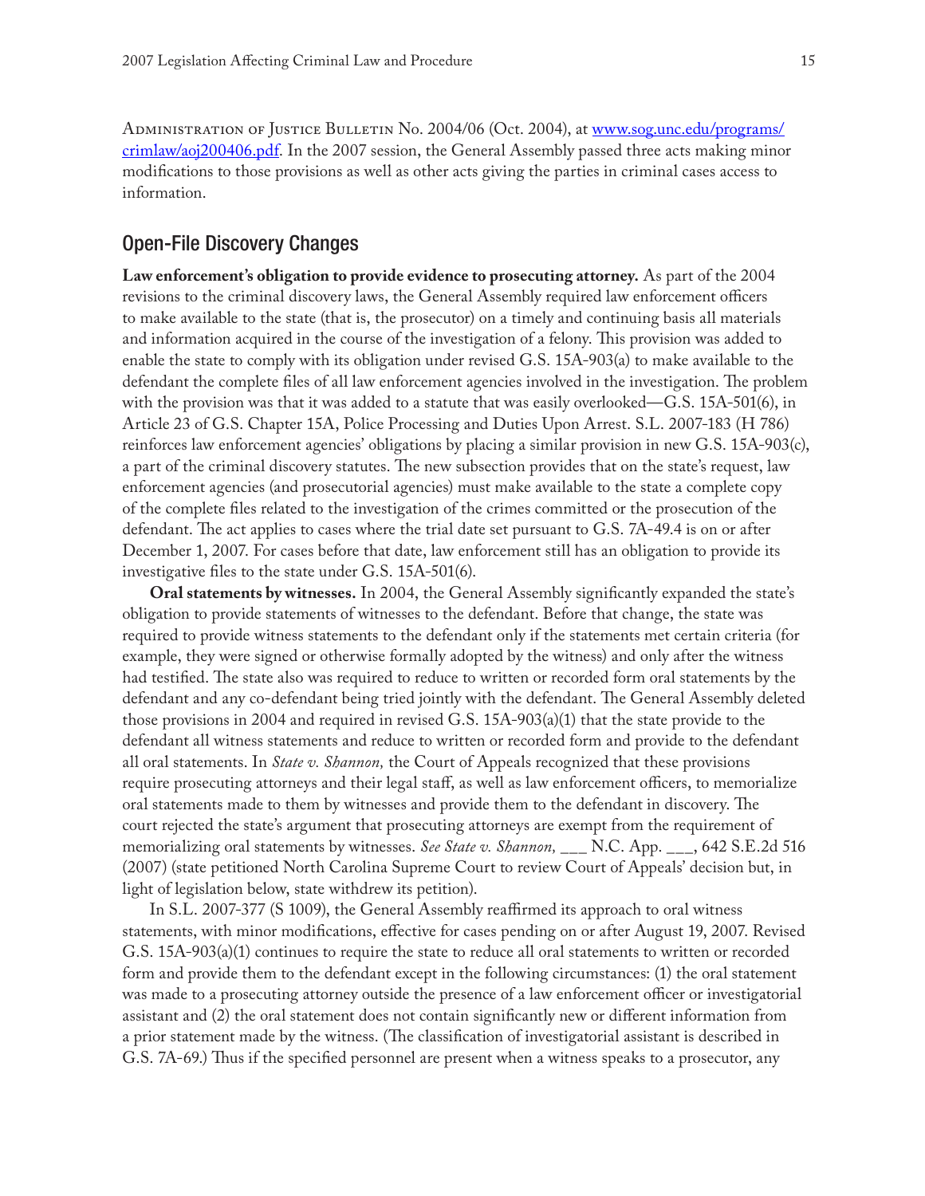Administration of Justice Bulletin No. 2004/06 (Oct. 2004), at [www.sog.unc.edu/programs/crimlaw/aoj200406.pdf](www.sog.unc.edu/programs/crimlaw/aoj200406.pdf). In the 2007 session, the General Assembly passed three acts making minor modifications to those provisions as well as other acts giving the parties in criminal cases access to information.

## Open-File Discovery Changes

**Law enforcement's obligation to provide evidence to prosecuting attorney.** As part of the 2004 revisions to the criminal discovery laws, the General Assembly required law enforcement officers to make available to the state (that is, the prosecutor) on a timely and continuing basis all materials and information acquired in the course of the investigation of a felony. This provision was added to enable the state to comply with its obligation under revised G.S. 15A-903(a) to make available to the defendant the complete files of all law enforcement agencies involved in the investigation. The problem with the provision was that it was added to a statute that was easily overlooked—G.S. 15A-501(6), in Article 23 of G.S. Chapter 15A, Police Processing and Duties Upon Arrest. S.L. 2007-183 (H 786) reinforces law enforcement agencies' obligations by placing a similar provision in new G.S. 15A-903(c), a part of the criminal discovery statutes. The new subsection provides that on the state's request, law enforcement agencies (and prosecutorial agencies) must make available to the state a complete copy of the complete files related to the investigation of the crimes committed or the prosecution of the defendant. The act applies to cases where the trial date set pursuant to G.S. 7A-49.4 is on or after December 1, 2007. For cases before that date, law enforcement still has an obligation to provide its investigative files to the state under G.S. 15A-501(6).

**Oral statements by witnesses.** In 2004, the General Assembly significantly expanded the state's obligation to provide statements of witnesses to the defendant. Before that change, the state was required to provide witness statements to the defendant only if the statements met certain criteria (for example, they were signed or otherwise formally adopted by the witness) and only after the witness had testified. The state also was required to reduce to written or recorded form oral statements by the defendant and any co-defendant being tried jointly with the defendant. The General Assembly deleted those provisions in 2004 and required in revised G.S. 15A-903(a)(1) that the state provide to the defendant all witness statements and reduce to written or recorded form and provide to the defendant all oral statements. In *State v. Shannon,* the Court of Appeals recognized that these provisions require prosecuting attorneys and their legal staff, as well as law enforcement officers, to memorialize oral statements made to them by witnesses and provide them to the defendant in discovery. The court rejected the state's argument that prosecuting attorneys are exempt from the requirement of memorializing oral statements by witnesses. *See State v. Shannon,* ___ N.C. App. ___, 642 S.E.2d 516 (2007) (state petitioned North Carolina Supreme Court to review Court of Appeals' decision but, in light of legislation below, state withdrew its petition).

In S.L. 2007-377 (S 1009), the General Assembly reaffirmed its approach to oral witness statements, with minor modifications, effective for cases pending on or after August 19, 2007. Revised G.S. 15A-903(a)(1) continues to require the state to reduce all oral statements to written or recorded form and provide them to the defendant except in the following circumstances: (1) the oral statement was made to a prosecuting attorney outside the presence of a law enforcement officer or investigatorial assistant and (2) the oral statement does not contain significantly new or different information from a prior statement made by the witness. (The classification of investigatorial assistant is described in G.S. 7A-69.) Thus if the specified personnel are present when a witness speaks to a prosecutor, any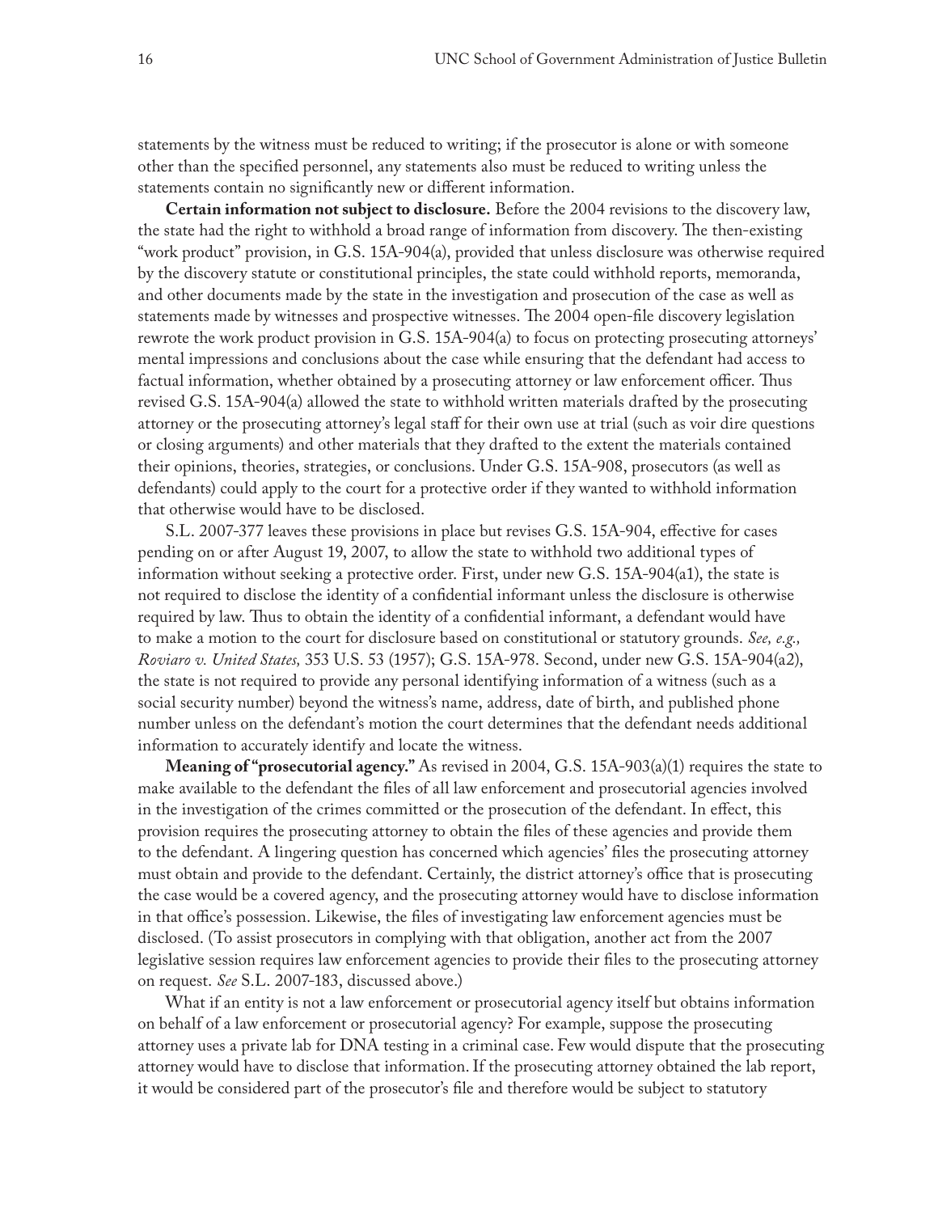statements by the witness must be reduced to writing; if the prosecutor is alone or with someone other than the specified personnel, any statements also must be reduced to writing unless the statements contain no significantly new or different information.

**Certain information not subject to disclosure.** Before the 2004 revisions to the discovery law, the state had the right to withhold a broad range of information from discovery. The then-existing "work product" provision, in G.S. 15A-904(a), provided that unless disclosure was otherwise required by the discovery statute or constitutional principles, the state could withhold reports, memoranda, and other documents made by the state in the investigation and prosecution of the case as well as statements made by witnesses and prospective witnesses. The 2004 open-file discovery legislation rewrote the work product provision in G.S. 15A-904(a) to focus on protecting prosecuting attorneys' mental impressions and conclusions about the case while ensuring that the defendant had access to factual information, whether obtained by a prosecuting attorney or law enforcement officer. Thus revised G.S. 15A-904(a) allowed the state to withhold written materials drafted by the prosecuting attorney or the prosecuting attorney's legal staff for their own use at trial (such as voir dire questions or closing arguments) and other materials that they drafted to the extent the materials contained their opinions, theories, strategies, or conclusions. Under G.S. 15A-908, prosecutors (as well as defendants) could apply to the court for a protective order if they wanted to withhold information that otherwise would have to be disclosed.

S.L. 2007-377 leaves these provisions in place but revises G.S. 15A-904, effective for cases pending on or after August 19, 2007, to allow the state to withhold two additional types of information without seeking a protective order. First, under new G.S. 15A-904(a1), the state is not required to disclose the identity of a confidential informant unless the disclosure is otherwise required by law. Thus to obtain the identity of a confidential informant, a defendant would have to make a motion to the court for disclosure based on constitutional or statutory grounds. *See, e.g., Roviaro v. United States,* 353 U.S. 53 (1957); G.S. 15A-978. Second, under new G.S. 15A-904(a2), the state is not required to provide any personal identifying information of a witness (such as a social security number) beyond the witness's name, address, date of birth, and published phone number unless on the defendant's motion the court determines that the defendant needs additional information to accurately identify and locate the witness.

**Meaning of "prosecutorial agency."** As revised in 2004, G.S. 15A-903(a)(1) requires the state to make available to the defendant the files of all law enforcement and prosecutorial agencies involved in the investigation of the crimes committed or the prosecution of the defendant. In effect, this provision requires the prosecuting attorney to obtain the files of these agencies and provide them to the defendant. A lingering question has concerned which agencies' files the prosecuting attorney must obtain and provide to the defendant. Certainly, the district attorney's office that is prosecuting the case would be a covered agency, and the prosecuting attorney would have to disclose information in that office's possession. Likewise, the files of investigating law enforcement agencies must be disclosed. (To assist prosecutors in complying with that obligation, another act from the 2007 legislative session requires law enforcement agencies to provide their files to the prosecuting attorney on request. *See* S.L. 2007-183, discussed above.)

What if an entity is not a law enforcement or prosecutorial agency itself but obtains information on behalf of a law enforcement or prosecutorial agency? For example, suppose the prosecuting attorney uses a private lab for DNA testing in a criminal case. Few would dispute that the prosecuting attorney would have to disclose that information. If the prosecuting attorney obtained the lab report, it would be considered part of the prosecutor's file and therefore would be subject to statutory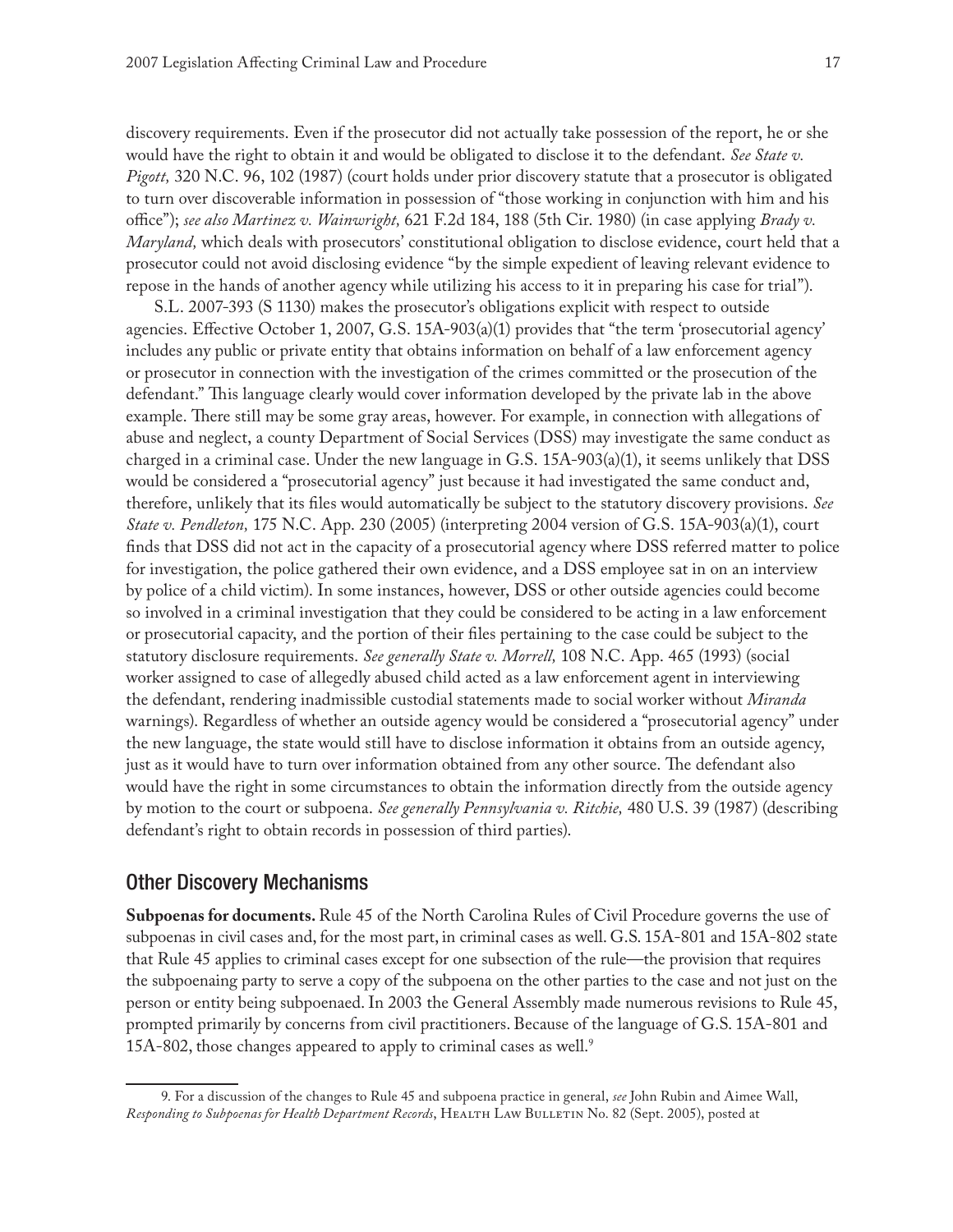discovery requirements. Even if the prosecutor did not actually take possession of the report, he or she would have the right to obtain it and would be obligated to disclose it to the defendant. *See State v. Pigott,* 320 N.C. 96, 102 (1987) (court holds under prior discovery statute that a prosecutor is obligated to turn over discoverable information in possession of "those working in conjunction with him and his office"); *see also Martinez v. Wainwright,* 621 F.2d 184, 188 (5th Cir. 1980) (in case applying *Brady v. Maryland,* which deals with prosecutors' constitutional obligation to disclose evidence, court held that a prosecutor could not avoid disclosing evidence "by the simple expedient of leaving relevant evidence to repose in the hands of another agency while utilizing his access to it in preparing his case for trial").

S.L. 2007-393 (S 1130) makes the prosecutor's obligations explicit with respect to outside agencies. Effective October 1, 2007, G.S. 15A-903(a)(1) provides that "the term 'prosecutorial agency' includes any public or private entity that obtains information on behalf of a law enforcement agency or prosecutor in connection with the investigation of the crimes committed or the prosecution of the defendant." This language clearly would cover information developed by the private lab in the above example. There still may be some gray areas, however. For example, in connection with allegations of abuse and neglect, a county Department of Social Services (DSS) may investigate the same conduct as charged in a criminal case. Under the new language in G.S. 15A-903(a)(1), it seems unlikely that DSS would be considered a "prosecutorial agency" just because it had investigated the same conduct and, therefore, unlikely that its files would automatically be subject to the statutory discovery provisions. *See State v. Pendleton,* 175 N.C. App. 230 (2005) (interpreting 2004 version of G.S. 15A-903(a)(1), court finds that DSS did not act in the capacity of a prosecutorial agency where DSS referred matter to police for investigation, the police gathered their own evidence, and a DSS employee sat in on an interview by police of a child victim). In some instances, however, DSS or other outside agencies could become so involved in a criminal investigation that they could be considered to be acting in a law enforcement or prosecutorial capacity, and the portion of their files pertaining to the case could be subject to the statutory disclosure requirements. *See generally State v. Morrell,* 108 N.C. App. 465 (1993) (social worker assigned to case of allegedly abused child acted as a law enforcement agent in interviewing the defendant, rendering inadmissible custodial statements made to social worker without *Miranda* warnings). Regardless of whether an outside agency would be considered a "prosecutorial agency" under the new language, the state would still have to disclose information it obtains from an outside agency, just as it would have to turn over information obtained from any other source. The defendant also would have the right in some circumstances to obtain the information directly from the outside agency by motion to the court or subpoena. *See generally Pennsylvania v. Ritchie,* 480 U.S. 39 (1987) (describing defendant's right to obtain records in possession of third parties).

## Other Discovery Mechanisms

**Subpoenas for documents.** Rule 45 of the North Carolina Rules of Civil Procedure governs the use of subpoenas in civil cases and, for the most part, in criminal cases as well. G.S. 15A-801 and 15A-802 state that Rule 45 applies to criminal cases except for one subsection of the rule—the provision that requires the subpoenaing party to serve a copy of the subpoena on the other parties to the case and not just on the person or entity being subpoenaed. In 2003 the General Assembly made numerous revisions to Rule 45, prompted primarily by concerns from civil practitioners. Because of the language of G.S. 15A-801 and 15A-802, those changes appeared to apply to criminal cases as well.[9]

9. For a discussion of the changes to Rule 45 and subpoena practice in general, *see* John Rubin and Aimee Wall, *Responding to Subpoenas for Health Department Records*, Health Law Bulletin No. 82 (Sept. 2005), posted at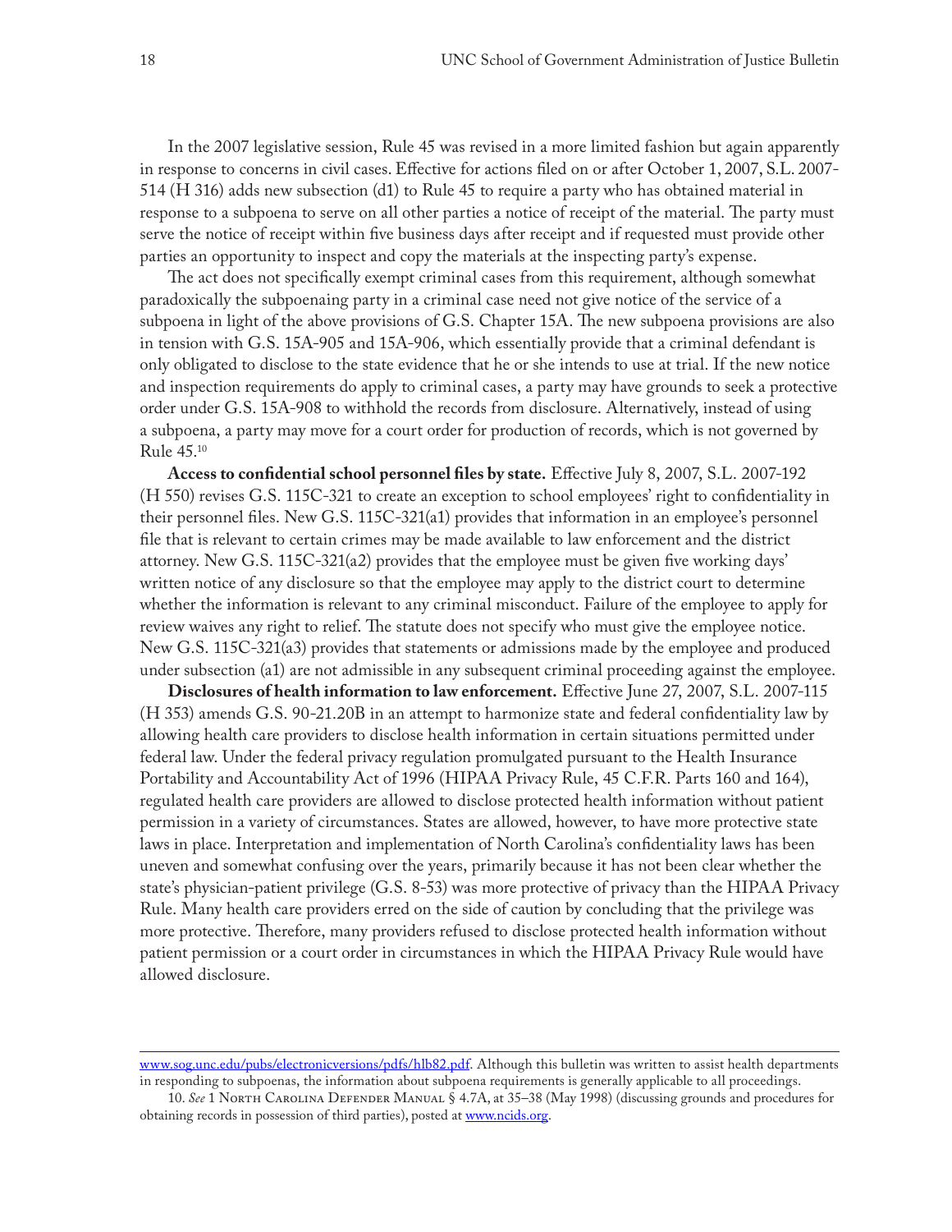In the 2007 legislative session, Rule 45 was revised in a more limited fashion but again apparently in response to concerns in civil cases. Effective for actions filed on or after October 1, 2007, S.L. 2007-514 (H 316) adds new subsection (d1) to Rule 45 to require a party who has obtained material in response to a subpoena to serve on all other parties a notice of receipt of the material. The party must serve the notice of receipt within five business days after receipt and if requested must provide other parties an opportunity to inspect and copy the materials at the inspecting party's expense.

The act does not specifically exempt criminal cases from this requirement, although somewhat paradoxically the subpoenaing party in a criminal case need not give notice of the service of a subpoena in light of the above provisions of G.S. Chapter 15A. The new subpoena provisions are also in tension with G.S. 15A-905 and 15A-906, which essentially provide that a criminal defendant is only obligated to disclose to the state evidence that he or she intends to use at trial. If the new notice and inspection requirements do apply to criminal cases, a party may have grounds to seek a protective order under G.S. 15A-908 to withhold the records from disclosure. Alternatively, instead of using a subpoena, a party may move for a court order for production of records, which is not governed by Rule 45.[10]

**Access to confidential school personnel files by state.** Effective July 8, 2007, S.L. 2007-192 (H 550) revises G.S. 115C-321 to create an exception to school employees' right to confidentiality in their personnel files. New G.S. 115C-321(a1) provides that information in an employee's personnel file that is relevant to certain crimes may be made available to law enforcement and the district attorney. New G.S. 115C-321(a2) provides that the employee must be given five working days' written notice of any disclosure so that the employee may apply to the district court to determine whether the information is relevant to any criminal misconduct. Failure of the employee to apply for review waives any right to relief. The statute does not specify who must give the employee notice. New G.S. 115C-321(a3) provides that statements or admissions made by the employee and produced under subsection (a1) are not admissible in any subsequent criminal proceeding against the employee.

**Disclosures of health information to law enforcement.** Effective June 27, 2007, S.L. 2007-115 (H 353) amends G.S. 90-21.20B in an attempt to harmonize state and federal confidentiality law by allowing health care providers to disclose health information in certain situations permitted under federal law. Under the federal privacy regulation promulgated pursuant to the Health Insurance Portability and Accountability Act of 1996 (HIPAA Privacy Rule, 45 C.F.R. Parts 160 and 164), regulated health care providers are allowed to disclose protected health information without patient permission in a variety of circumstances. States are allowed, however, to have more protective state laws in place. Interpretation and implementation of North Carolina's confidentiality laws has been uneven and somewhat confusing over the years, primarily because it has not been clear whether the state's physician-patient privilege (G.S. 8-53) was more protective of privacy than the HIPAA Privacy Rule. Many health care providers erred on the side of caution by concluding that the privilege was more protective. Therefore, many providers refused to disclose protected health information without patient permission or a court order in circumstances in which the HIPAA Privacy Rule would have allowed disclosure.

---

www.sog.unc.edu/pubs/electronicversions/pdfs/hlb82.pdf. Although this bulletin was written to assist health departments in responding to subpoenas, the information about subpoena requirements is generally applicable to all proceedings.

10. *See* 1 North Carolina Defender Manual § 4.7A, at 35–38 (May 1998) (discussing grounds and procedures for obtaining records in possession of third parties), posted at www.ncids.org.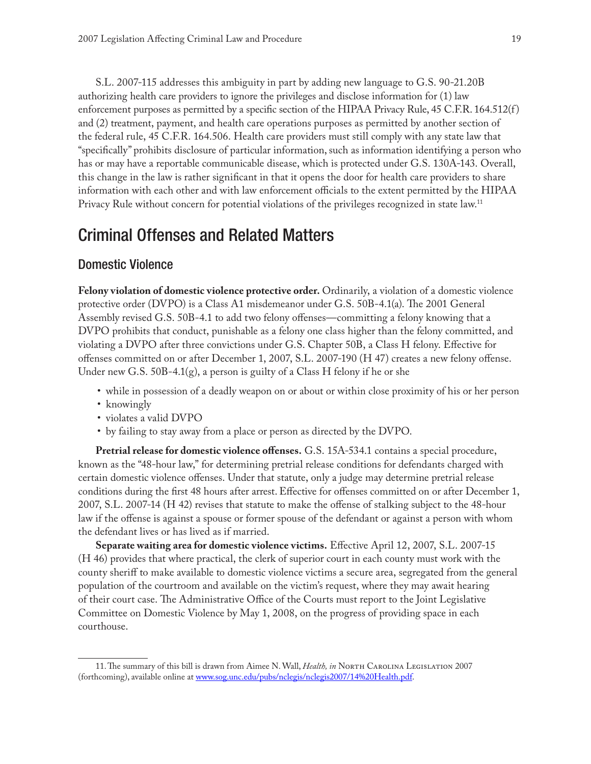S.L. 2007-115 addresses this ambiguity in part by adding new language to G.S. 90-21.20B authorizing health care providers to ignore the privileges and disclose information for (1) law enforcement purposes as permitted by a specific section of the HIPAA Privacy Rule, 45 C.F.R. 164.512(f) and (2) treatment, payment, and health care operations purposes as permitted by another section of the federal rule, 45 C.F.R. 164.506. Health care providers must still comply with any state law that "specifically" prohibits disclosure of particular information, such as information identifying a person who has or may have a reportable communicable disease, which is protected under G.S. 130A-143. Overall, this change in the law is rather significant in that it opens the door for health care providers to share information with each other and with law enforcement officials to the extent permitted by the HIPAA Privacy Rule without concern for potential violations of the privileges recognized in state law.[11]

# Criminal Offenses and Related Matters

## Domestic Violence

**Felony violation of domestic violence protective order.** Ordinarily, a violation of a domestic violence protective order (DVPO) is a Class A1 misdemeanor under G.S. 50B-4.1(a). The 2001 General Assembly revised G.S. 50B-4.1 to add two felony offenses—committing a felony knowing that a DVPO prohibits that conduct, punishable as a felony one class higher than the felony committed, and violating a DVPO after three convictions under G.S. Chapter 50B, a Class H felony. Effective for offenses committed on or after December 1, 2007, S.L. 2007-190 (H 47) creates a new felony offense. Under new G.S. 50B-4.1(g), a person is guilty of a Class H felony if he or she

- while in possession of a deadly weapon on or about or within close proximity of his or her person
- knowingly
- violates a valid DVPO
- by failing to stay away from a place or person as directed by the DVPO.

**Pretrial release for domestic violence offenses.** G.S. 15A-534.1 contains a special procedure, known as the "48-hour law," for determining pretrial release conditions for defendants charged with certain domestic violence offenses. Under that statute, only a judge may determine pretrial release conditions during the first 48 hours after arrest. Effective for offenses committed on or after December 1, 2007, S.L. 2007-14 (H 42) revises that statute to make the offense of stalking subject to the 48-hour law if the offense is against a spouse or former spouse of the defendant or against a person with whom the defendant lives or has lived as if married.

**Separate waiting area for domestic violence victims.** Effective April 12, 2007, S.L. 2007-15 (H 46) provides that where practical, the clerk of superior court in each county must work with the county sheriff to make available to domestic violence victims a secure area, segregated from the general population of the courtroom and available on the victim's request, where they may await hearing of their court case. The Administrative Office of the Courts must report to the Joint Legislative Committee on Domestic Violence by May 1, 2008, on the progress of providing space in each courthouse.

---

11. The summary of this bill is drawn from Aimee N. Wall, *Health, in* North Carolina Legislation 2007 (forthcoming), available online at www.sog.unc.edu/pubs/nclegis/nclegis2007/14%20Health.pdf.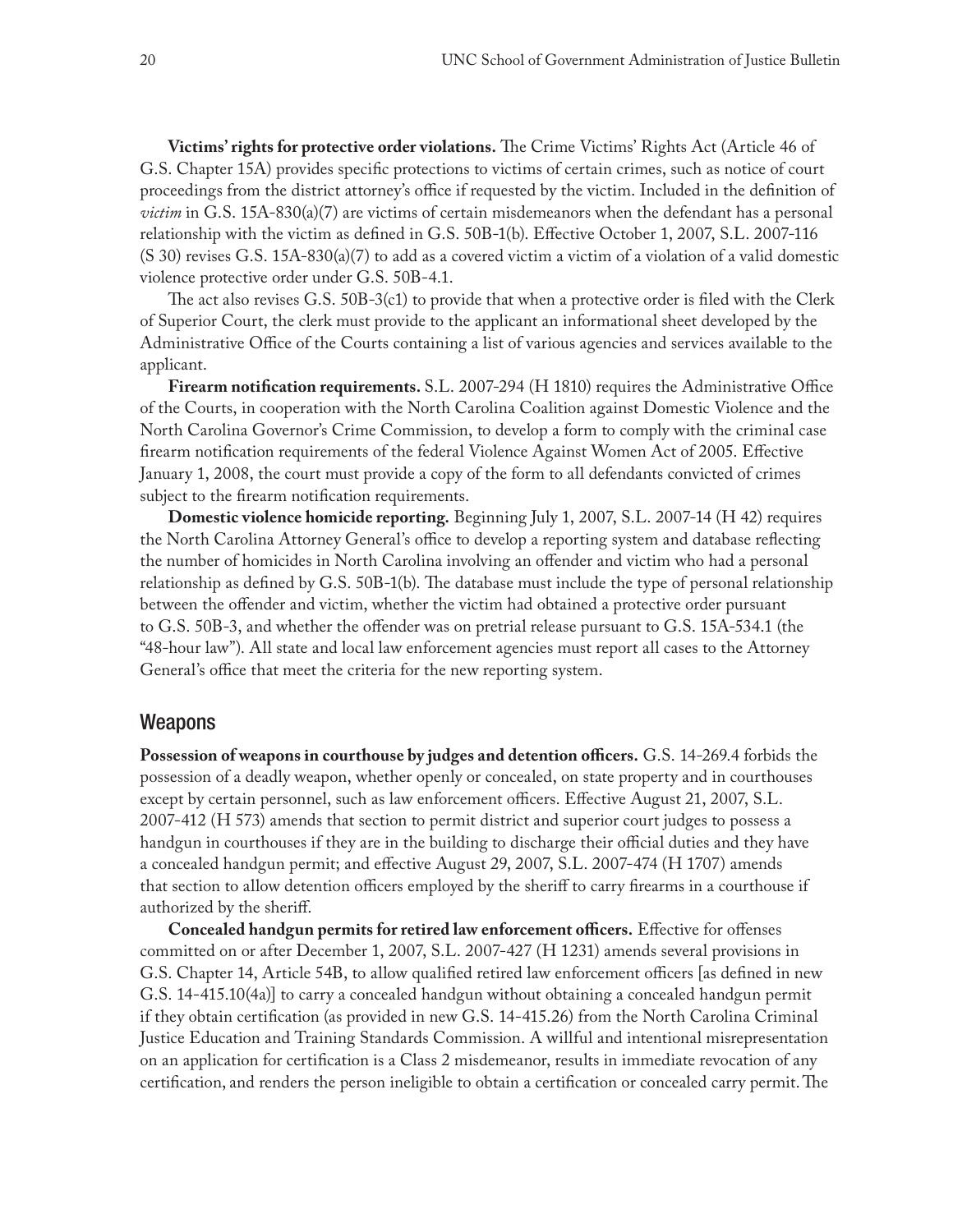**Victims' rights for protective order violations.** The Crime Victims' Rights Act (Article 46 of G.S. Chapter 15A) provides specific protections to victims of certain crimes, such as notice of court proceedings from the district attorney's office if requested by the victim. Included in the definition of *victim* in G.S. 15A-830(a)(7) are victims of certain misdemeanors when the defendant has a personal relationship with the victim as defined in G.S. 50B-1(b). Effective October 1, 2007, S.L. 2007-116 (S 30) revises G.S. 15A-830(a)(7) to add as a covered victim a victim of a violation of a valid domestic violence protective order under G.S. 50B-4.1.

The act also revises G.S. 50B-3(c1) to provide that when a protective order is filed with the Clerk of Superior Court, the clerk must provide to the applicant an informational sheet developed by the Administrative Office of the Courts containing a list of various agencies and services available to the applicant.

**Firearm notification requirements.** S.L. 2007-294 (H 1810) requires the Administrative Office of the Courts, in cooperation with the North Carolina Coalition against Domestic Violence and the North Carolina Governor's Crime Commission, to develop a form to comply with the criminal case firearm notification requirements of the federal Violence Against Women Act of 2005. Effective January 1, 2008, the court must provide a copy of the form to all defendants convicted of crimes subject to the firearm notification requirements.

**Domestic violence homicide reporting.** Beginning July 1, 2007, S.L. 2007-14 (H 42) requires the North Carolina Attorney General's office to develop a reporting system and database reflecting the number of homicides in North Carolina involving an offender and victim who had a personal relationship as defined by G.S. 50B-1(b). The database must include the type of personal relationship between the offender and victim, whether the victim had obtained a protective order pursuant to G.S. 50B-3, and whether the offender was on pretrial release pursuant to G.S. 15A-534.1 (the "48-hour law"). All state and local law enforcement agencies must report all cases to the Attorney General's office that meet the criteria for the new reporting system.

## Weapons

**Possession of weapons in courthouse by judges and detention officers.** G.S. 14-269.4 forbids the possession of a deadly weapon, whether openly or concealed, on state property and in courthouses except by certain personnel, such as law enforcement officers. Effective August 21, 2007, S.L. 2007-412 (H 573) amends that section to permit district and superior court judges to possess a handgun in courthouses if they are in the building to discharge their official duties and they have a concealed handgun permit; and effective August 29, 2007, S.L. 2007-474 (H 1707) amends that section to allow detention officers employed by the sheriff to carry firearms in a courthouse if authorized by the sheriff.

**Concealed handgun permits for retired law enforcement officers.** Effective for offenses committed on or after December 1, 2007, S.L. 2007-427 (H 1231) amends several provisions in G.S. Chapter 14, Article 54B, to allow qualified retired law enforcement officers [as defined in new G.S. 14-415.10(4a)] to carry a concealed handgun without obtaining a concealed handgun permit if they obtain certification (as provided in new G.S. 14-415.26) from the North Carolina Criminal Justice Education and Training Standards Commission. A willful and intentional misrepresentation on an application for certification is a Class 2 misdemeanor, results in immediate revocation of any certification, and renders the person ineligible to obtain a certification or concealed carry permit. The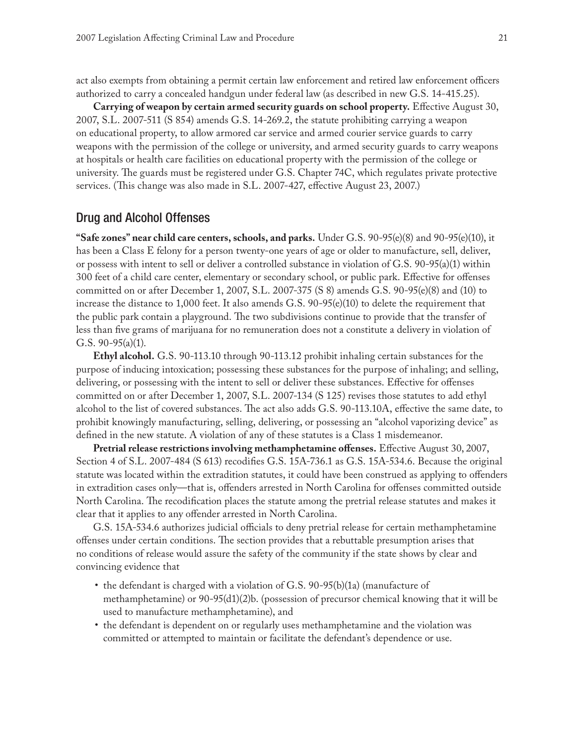act also exempts from obtaining a permit certain law enforcement and retired law enforcement officers authorized to carry a concealed handgun under federal law (as described in new G.S. 14-415.25).

**Carrying of weapon by certain armed security guards on school property.** Effective August 30, 2007, S.L. 2007-511 (S 854) amends G.S. 14-269.2, the statute prohibiting carrying a weapon on educational property, to allow armored car service and armed courier service guards to carry weapons with the permission of the college or university, and armed security guards to carry weapons at hospitals or health care facilities on educational property with the permission of the college or university. The guards must be registered under G.S. Chapter 74C, which regulates private protective services. (This change was also made in S.L. 2007-427, effective August 23, 2007.)

## Drug and Alcohol Offenses

**"Safe zones" near child care centers, schools, and parks.** Under G.S. 90-95(e)(8) and 90-95(e)(10), it has been a Class E felony for a person twenty-one years of age or older to manufacture, sell, deliver, or possess with intent to sell or deliver a controlled substance in violation of G.S. 90-95(a)(1) within 300 feet of a child care center, elementary or secondary school, or public park. Effective for offenses committed on or after December 1, 2007, S.L. 2007-375 (S 8) amends G.S. 90-95(e)(8) and (10) to increase the distance to 1,000 feet. It also amends G.S. 90-95(e)(10) to delete the requirement that the public park contain a playground. The two subdivisions continue to provide that the transfer of less than five grams of marijuana for no remuneration does not a constitute a delivery in violation of G.S. 90-95(a)(1).

**Ethyl alcohol.** G.S. 90-113.10 through 90-113.12 prohibit inhaling certain substances for the purpose of inducing intoxication; possessing these substances for the purpose of inhaling; and selling, delivering, or possessing with the intent to sell or deliver these substances. Effective for offenses committed on or after December 1, 2007, S.L. 2007-134 (S 125) revises those statutes to add ethyl alcohol to the list of covered substances. The act also adds G.S. 90-113.10A, effective the same date, to prohibit knowingly manufacturing, selling, delivering, or possessing an "alcohol vaporizing device" as defined in the new statute. A violation of any of these statutes is a Class 1 misdemeanor.

**Pretrial release restrictions involving methamphetamine offenses.** Effective August 30, 2007, Section 4 of S.L. 2007-484 (S 613) recodifies G.S. 15A-736.1 as G.S. 15A-534.6. Because the original statute was located within the extradition statutes, it could have been construed as applying to offenders in extradition cases only—that is, offenders arrested in North Carolina for offenses committed outside North Carolina. The recodification places the statute among the pretrial release statutes and makes it clear that it applies to any offender arrested in North Carolina.

G.S. 15A-534.6 authorizes judicial officials to deny pretrial release for certain methamphetamine offenses under certain conditions. The section provides that a rebuttable presumption arises that no conditions of release would assure the safety of the community if the state shows by clear and convincing evidence that

- the defendant is charged with a violation of G.S. 90-95(b)(1a) (manufacture of methamphetamine) or 90-95(d1)(2)b. (possession of precursor chemical knowing that it will be used to manufacture methamphetamine), and
- the defendant is dependent on or regularly uses methamphetamine and the violation was committed or attempted to maintain or facilitate the defendant's dependence or use.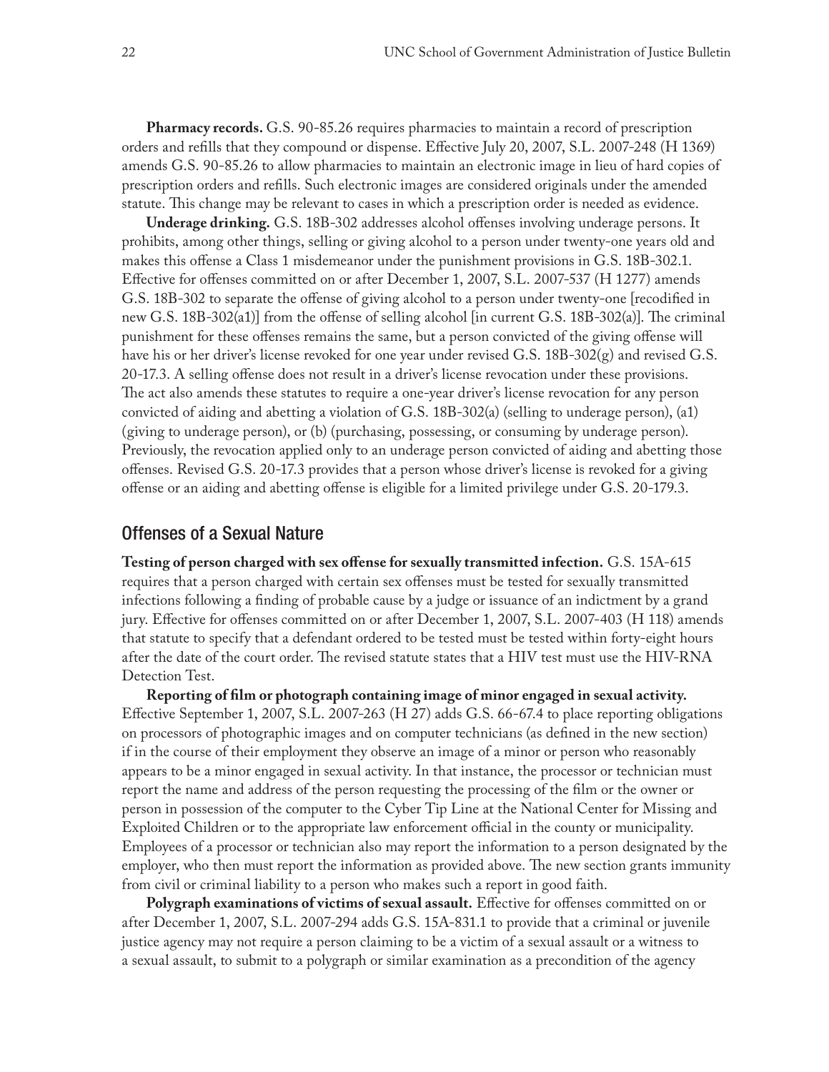**Pharmacy records.** G.S. 90-85.26 requires pharmacies to maintain a record of prescription orders and refills that they compound or dispense. Effective July 20, 2007, S.L. 2007-248 (H 1369) amends G.S. 90-85.26 to allow pharmacies to maintain an electronic image in lieu of hard copies of prescription orders and refills. Such electronic images are considered originals under the amended statute. This change may be relevant to cases in which a prescription order is needed as evidence.

**Underage drinking.** G.S. 18B-302 addresses alcohol offenses involving underage persons. It prohibits, among other things, selling or giving alcohol to a person under twenty-one years old and makes this offense a Class 1 misdemeanor under the punishment provisions in G.S. 18B-302.1. Effective for offenses committed on or after December 1, 2007, S.L. 2007-537 (H 1277) amends G.S. 18B-302 to separate the offense of giving alcohol to a person under twenty-one [recodified in new G.S. 18B-302(a1)] from the offense of selling alcohol [in current G.S. 18B-302(a)]. The criminal punishment for these offenses remains the same, but a person convicted of the giving offense will have his or her driver's license revoked for one year under revised G.S. 18B-302(g) and revised G.S. 20-17.3. A selling offense does not result in a driver's license revocation under these provisions. The act also amends these statutes to require a one-year driver's license revocation for any person convicted of aiding and abetting a violation of G.S. 18B-302(a) (selling to underage person), (a1) (giving to underage person), or (b) (purchasing, possessing, or consuming by underage person). Previously, the revocation applied only to an underage person convicted of aiding and abetting those offenses. Revised G.S. 20-17.3 provides that a person whose driver's license is revoked for a giving offense or an aiding and abetting offense is eligible for a limited privilege under G.S. 20-179.3.

## Offenses of a Sexual Nature

**Testing of person charged with sex offense for sexually transmitted infection.** G.S. 15A-615 requires that a person charged with certain sex offenses must be tested for sexually transmitted infections following a finding of probable cause by a judge or issuance of an indictment by a grand jury. Effective for offenses committed on or after December 1, 2007, S.L. 2007-403 (H 118) amends that statute to specify that a defendant ordered to be tested must be tested within forty-eight hours after the date of the court order. The revised statute states that a HIV test must use the HIV-RNA Detection Test.

**Reporting of film or photograph containing image of minor engaged in sexual activity.** Effective September 1, 2007, S.L. 2007-263 (H 27) adds G.S. 66-67.4 to place reporting obligations on processors of photographic images and on computer technicians (as defined in the new section) if in the course of their employment they observe an image of a minor or person who reasonably appears to be a minor engaged in sexual activity. In that instance, the processor or technician must report the name and address of the person requesting the processing of the film or the owner or person in possession of the computer to the Cyber Tip Line at the National Center for Missing and Exploited Children or to the appropriate law enforcement official in the county or municipality. Employees of a processor or technician also may report the information to a person designated by the employer, who then must report the information as provided above. The new section grants immunity from civil or criminal liability to a person who makes such a report in good faith.

**Polygraph examinations of victims of sexual assault.** Effective for offenses committed on or after December 1, 2007, S.L. 2007-294 adds G.S. 15A-831.1 to provide that a criminal or juvenile justice agency may not require a person claiming to be a victim of a sexual assault or a witness to a sexual assault, to submit to a polygraph or similar examination as a precondition of the agency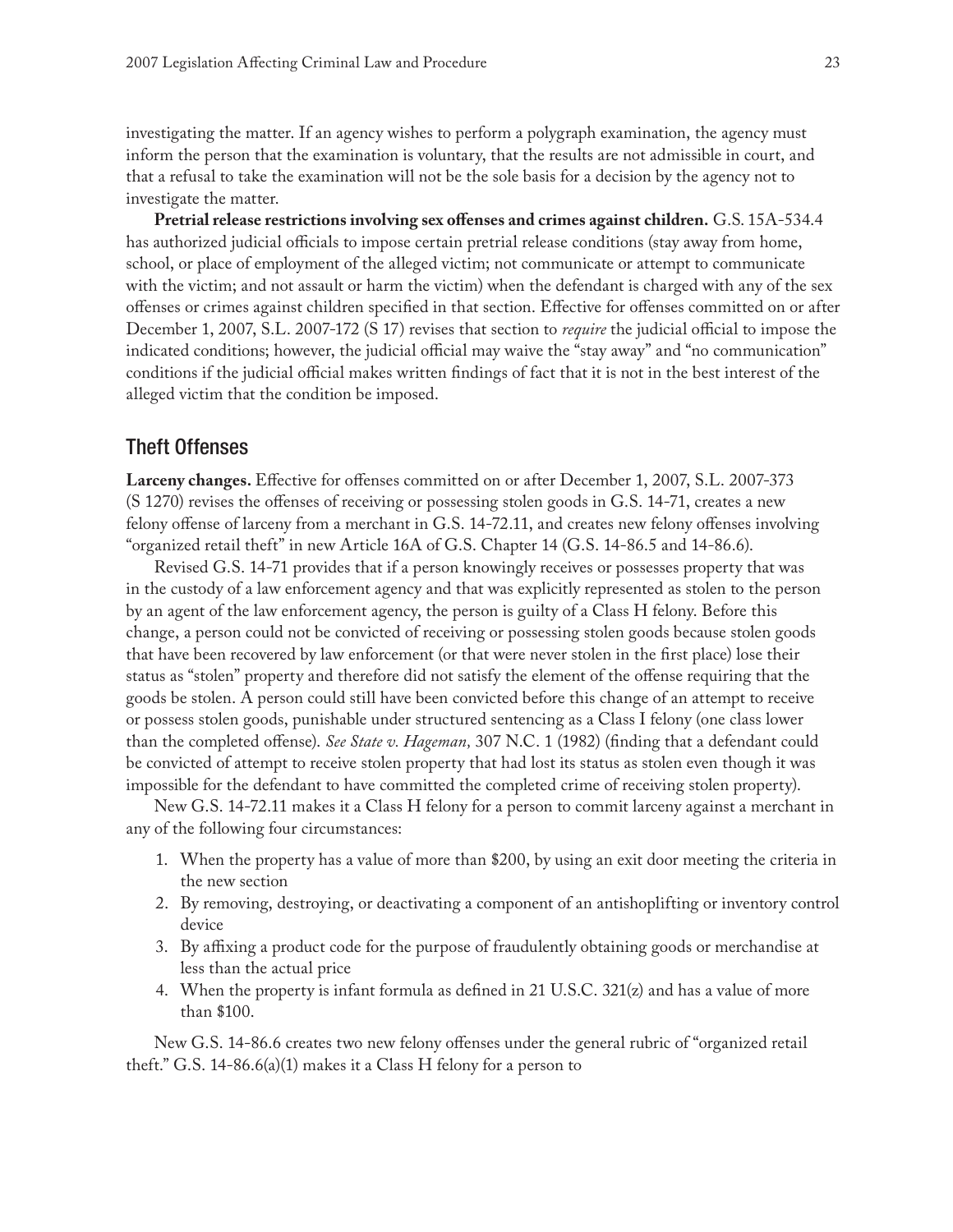investigating the matter. If an agency wishes to perform a polygraph examination, the agency must inform the person that the examination is voluntary, that the results are not admissible in court, and that a refusal to take the examination will not be the sole basis for a decision by the agency not to investigate the matter.

**Pretrial release restrictions involving sex offenses and crimes against children.** G.S. 15A-534.4 has authorized judicial officials to impose certain pretrial release conditions (stay away from home, school, or place of employment of the alleged victim; not communicate or attempt to communicate with the victim; and not assault or harm the victim) when the defendant is charged with any of the sex offenses or crimes against children specified in that section. Effective for offenses committed on or after December 1, 2007, S.L. 2007-172 (S 17) revises that section to *require* the judicial official to impose the indicated conditions; however, the judicial official may waive the "stay away" and "no communication" conditions if the judicial official makes written findings of fact that it is not in the best interest of the alleged victim that the condition be imposed.

## Theft Offenses

**Larceny changes.** Effective for offenses committed on or after December 1, 2007, S.L. 2007-373 (S 1270) revises the offenses of receiving or possessing stolen goods in G.S. 14-71, creates a new felony offense of larceny from a merchant in G.S. 14-72.11, and creates new felony offenses involving "organized retail theft" in new Article 16A of G.S. Chapter 14 (G.S. 14-86.5 and 14-86.6).

Revised G.S. 14-71 provides that if a person knowingly receives or possesses property that was in the custody of a law enforcement agency and that was explicitly represented as stolen to the person by an agent of the law enforcement agency, the person is guilty of a Class H felony. Before this change, a person could not be convicted of receiving or possessing stolen goods because stolen goods that have been recovered by law enforcement (or that were never stolen in the first place) lose their status as "stolen" property and therefore did not satisfy the element of the offense requiring that the goods be stolen. A person could still have been convicted before this change of an attempt to receive or possess stolen goods, punishable under structured sentencing as a Class I felony (one class lower than the completed offense). *See State v. Hageman,* 307 N.C. 1 (1982) (finding that a defendant could be convicted of attempt to receive stolen property that had lost its status as stolen even though it was impossible for the defendant to have committed the completed crime of receiving stolen property).

New G.S. 14-72.11 makes it a Class H felony for a person to commit larceny against a merchant in any of the following four circumstances:

1. When the property has a value of more than $200, by using an exit door meeting the criteria in the new section
2. By removing, destroying, or deactivating a component of an antishoplifting or inventory control device
3. By affixing a product code for the purpose of fraudulently obtaining goods or merchandise at less than the actual price
4. When the property is infant formula as defined in 21 U.S.C. 321(z) and has a value of more than $100.

New G.S. 14-86.6 creates two new felony offenses under the general rubric of "organized retail theft." G.S. 14-86.6(a)(1) makes it a Class H felony for a person to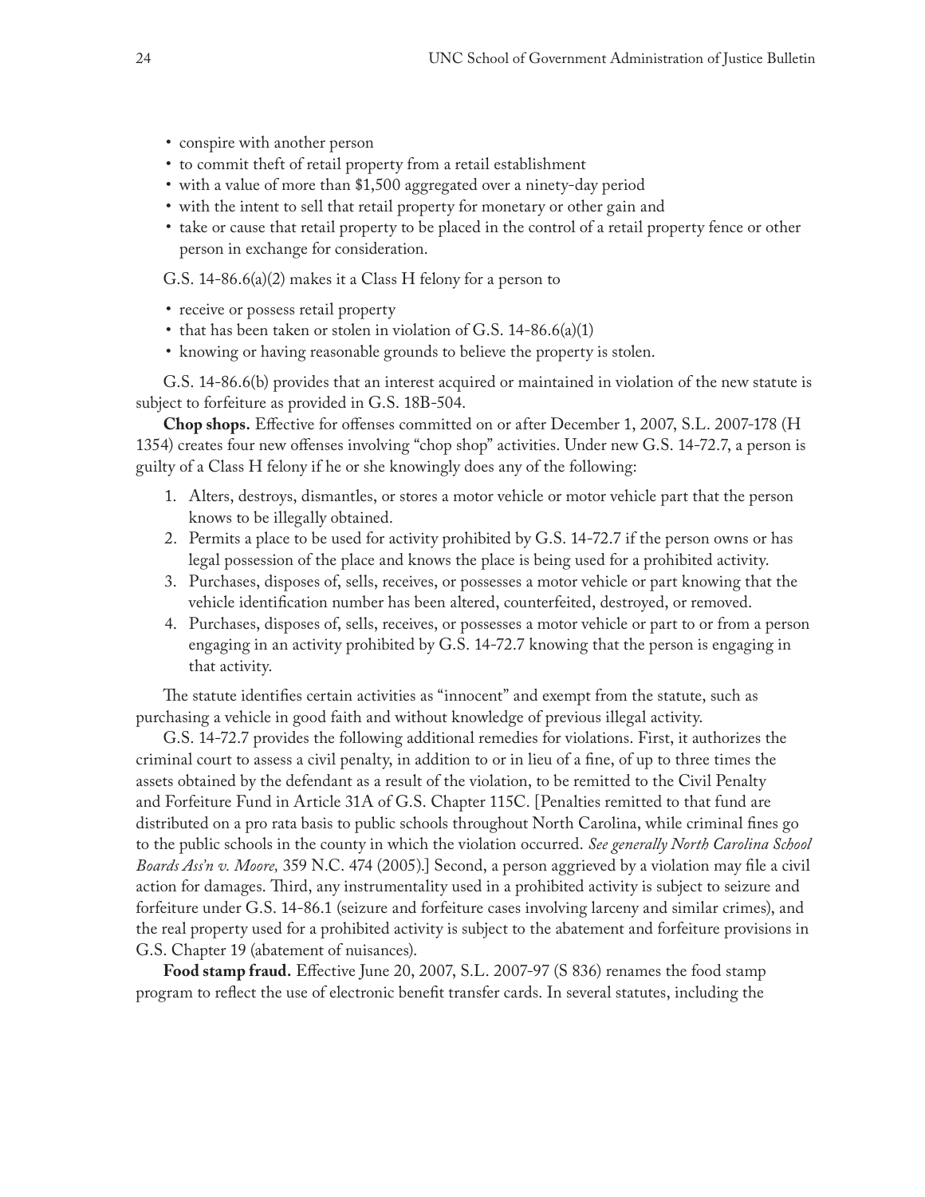- conspire with another person
- to commit theft of retail property from a retail establishment
- with a value of more than $1,500 aggregated over a ninety-day period
- with the intent to sell that retail property for monetary or other gain and
- take or cause that retail property to be placed in the control of a retail property fence or other person in exchange for consideration.

G.S. 14-86.6(a)(2) makes it a Class H felony for a person to

- receive or possess retail property
- that has been taken or stolen in violation of G.S. 14-86.6(a)(1)
- knowing or having reasonable grounds to believe the property is stolen.

G.S. 14-86.6(b) provides that an interest acquired or maintained in violation of the new statute is subject to forfeiture as provided in G.S. 18B-504.

**Chop shops.** Effective for offenses committed on or after December 1, 2007, S.L. 2007-178 (H 1354) creates four new offenses involving "chop shop" activities. Under new G.S. 14-72.7, a person is guilty of a Class H felony if he or she knowingly does any of the following:

1. Alters, destroys, dismantles, or stores a motor vehicle or motor vehicle part that the person knows to be illegally obtained.
2. Permits a place to be used for activity prohibited by G.S. 14-72.7 if the person owns or has legal possession of the place and knows the place is being used for a prohibited activity.
3. Purchases, disposes of, sells, receives, or possesses a motor vehicle or part knowing that the vehicle identification number has been altered, counterfeited, destroyed, or removed.
4. Purchases, disposes of, sells, receives, or possesses a motor vehicle or part to or from a person engaging in an activity prohibited by G.S. 14-72.7 knowing that the person is engaging in that activity.

The statute identifies certain activities as "innocent" and exempt from the statute, such as purchasing a vehicle in good faith and without knowledge of previous illegal activity.

G.S. 14-72.7 provides the following additional remedies for violations. First, it authorizes the criminal court to assess a civil penalty, in addition to or in lieu of a fine, of up to three times the assets obtained by the defendant as a result of the violation, to be remitted to the Civil Penalty and Forfeiture Fund in Article 31A of G.S. Chapter 115C. [Penalties remitted to that fund are distributed on a pro rata basis to public schools throughout North Carolina, while criminal fines go to the public schools in the county in which the violation occurred. *See generally North Carolina School Boards Ass'n v. Moore,* 359 N.C. 474 (2005).] Second, a person aggrieved by a violation may file a civil action for damages. Third, any instrumentality used in a prohibited activity is subject to seizure and forfeiture under G.S. 14-86.1 (seizure and forfeiture cases involving larceny and similar crimes), and the real property used for a prohibited activity is subject to the abatement and forfeiture provisions in G.S. Chapter 19 (abatement of nuisances).

**Food stamp fraud.** Effective June 20, 2007, S.L. 2007-97 (S 836) renames the food stamp program to reflect the use of electronic benefit transfer cards. In several statutes, including the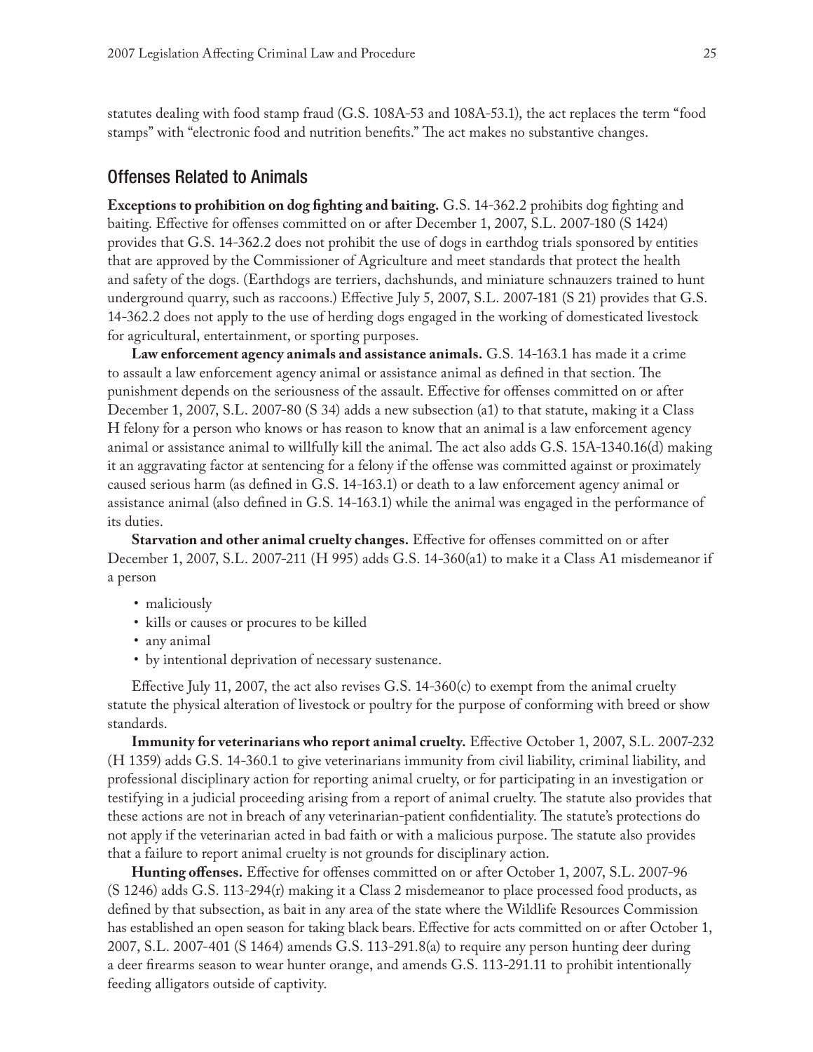statutes dealing with food stamp fraud (G.S. 108A-53 and 108A-53.1), the act replaces the term "food stamps" with "electronic food and nutrition benefits." The act makes no substantive changes.

## Offenses Related to Animals

**Exceptions to prohibition on dog fighting and baiting.** G.S. 14-362.2 prohibits dog fighting and baiting. Effective for offenses committed on or after December 1, 2007, S.L. 2007-180 (S 1424) provides that G.S. 14-362.2 does not prohibit the use of dogs in earthdog trials sponsored by entities that are approved by the Commissioner of Agriculture and meet standards that protect the health and safety of the dogs. (Earthdogs are terriers, dachshunds, and miniature schnauzers trained to hunt underground quarry, such as raccoons.) Effective July 5, 2007, S.L. 2007-181 (S 21) provides that G.S. 14-362.2 does not apply to the use of herding dogs engaged in the working of domesticated livestock for agricultural, entertainment, or sporting purposes.

**Law enforcement agency animals and assistance animals.** G.S. 14-163.1 has made it a crime to assault a law enforcement agency animal or assistance animal as defined in that section. The punishment depends on the seriousness of the assault. Effective for offenses committed on or after December 1, 2007, S.L. 2007-80 (S 34) adds a new subsection (a1) to that statute, making it a Class H felony for a person who knows or has reason to know that an animal is a law enforcement agency animal or assistance animal to willfully kill the animal. The act also adds G.S. 15A-1340.16(d) making it an aggravating factor at sentencing for a felony if the offense was committed against or proximately caused serious harm (as defined in G.S. 14-163.1) or death to a law enforcement agency animal or assistance animal (also defined in G.S. 14-163.1) while the animal was engaged in the performance of its duties.

**Starvation and other animal cruelty changes.** Effective for offenses committed on or after December 1, 2007, S.L. 2007-211 (H 995) adds G.S. 14-360(a1) to make it a Class A1 misdemeanor if a person

- maliciously
- kills or causes or procures to be killed
- any animal
- by intentional deprivation of necessary sustenance.

Effective July 11, 2007, the act also revises G.S. 14-360(c) to exempt from the animal cruelty statute the physical alteration of livestock or poultry for the purpose of conforming with breed or show standards.

**Immunity for veterinarians who report animal cruelty.** Effective October 1, 2007, S.L. 2007-232 (H 1359) adds G.S. 14-360.1 to give veterinarians immunity from civil liability, criminal liability, and professional disciplinary action for reporting animal cruelty, or for participating in an investigation or testifying in a judicial proceeding arising from a report of animal cruelty. The statute also provides that these actions are not in breach of any veterinarian-patient confidentiality. The statute's protections do not apply if the veterinarian acted in bad faith or with a malicious purpose. The statute also provides that a failure to report animal cruelty is not grounds for disciplinary action.

**Hunting offenses.** Effective for offenses committed on or after October 1, 2007, S.L. 2007-96 (S 1246) adds G.S. 113-294(r) making it a Class 2 misdemeanor to place processed food products, as defined by that subsection, as bait in any area of the state where the Wildlife Resources Commission has established an open season for taking black bears. Effective for acts committed on or after October 1, 2007, S.L. 2007-401 (S 1464) amends G.S. 113-291.8(a) to require any person hunting deer during a deer firearms season to wear hunter orange, and amends G.S. 113-291.11 to prohibit intentionally feeding alligators outside of captivity.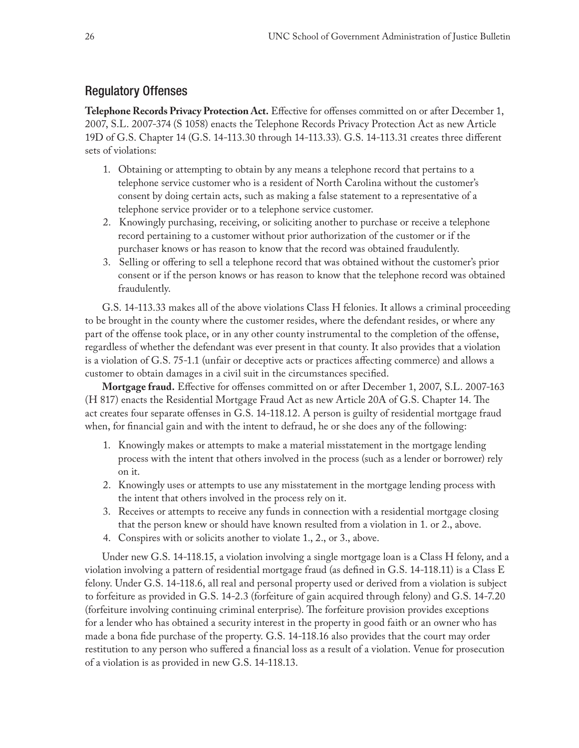## Regulatory Offenses

**Telephone Records Privacy Protection Act.** Effective for offenses committed on or after December 1, 2007, S.L. 2007-374 (S 1058) enacts the Telephone Records Privacy Protection Act as new Article 19D of G.S. Chapter 14 (G.S. 14-113.30 through 14-113.33). G.S. 14-113.31 creates three different sets of violations:

1. Obtaining or attempting to obtain by any means a telephone record that pertains to a telephone service customer who is a resident of North Carolina without the customer's consent by doing certain acts, such as making a false statement to a representative of a telephone service provider or to a telephone service customer.
2. Knowingly purchasing, receiving, or soliciting another to purchase or receive a telephone record pertaining to a customer without prior authorization of the customer or if the purchaser knows or has reason to know that the record was obtained fraudulently.
3. Selling or offering to sell a telephone record that was obtained without the customer's prior consent or if the person knows or has reason to know that the telephone record was obtained fraudulently.

G.S. 14-113.33 makes all of the above violations Class H felonies. It allows a criminal proceeding to be brought in the county where the customer resides, where the defendant resides, or where any part of the offense took place, or in any other county instrumental to the completion of the offense, regardless of whether the defendant was ever present in that county. It also provides that a violation is a violation of G.S. 75-1.1 (unfair or deceptive acts or practices affecting commerce) and allows a customer to obtain damages in a civil suit in the circumstances specified.

**Mortgage fraud.** Effective for offenses committed on or after December 1, 2007, S.L. 2007-163 (H 817) enacts the Residential Mortgage Fraud Act as new Article 20A of G.S. Chapter 14. The act creates four separate offenses in G.S. 14-118.12. A person is guilty of residential mortgage fraud when, for financial gain and with the intent to defraud, he or she does any of the following:

1. Knowingly makes or attempts to make a material misstatement in the mortgage lending process with the intent that others involved in the process (such as a lender or borrower) rely on it.
2. Knowingly uses or attempts to use any misstatement in the mortgage lending process with the intent that others involved in the process rely on it.
3. Receives or attempts to receive any funds in connection with a residential mortgage closing that the person knew or should have known resulted from a violation in 1. or 2., above.
4. Conspires with or solicits another to violate 1., 2., or 3., above.

Under new G.S. 14-118.15, a violation involving a single mortgage loan is a Class H felony, and a violation involving a pattern of residential mortgage fraud (as defined in G.S. 14-118.11) is a Class E felony. Under G.S. 14-118.6, all real and personal property used or derived from a violation is subject to forfeiture as provided in G.S. 14-2.3 (forfeiture of gain acquired through felony) and G.S. 14-7.20 (forfeiture involving continuing criminal enterprise). The forfeiture provision provides exceptions for a lender who has obtained a security interest in the property in good faith or an owner who has made a bona fide purchase of the property. G.S. 14-118.16 also provides that the court may order restitution to any person who suffered a financial loss as a result of a violation. Venue for prosecution of a violation is as provided in new G.S. 14-118.13.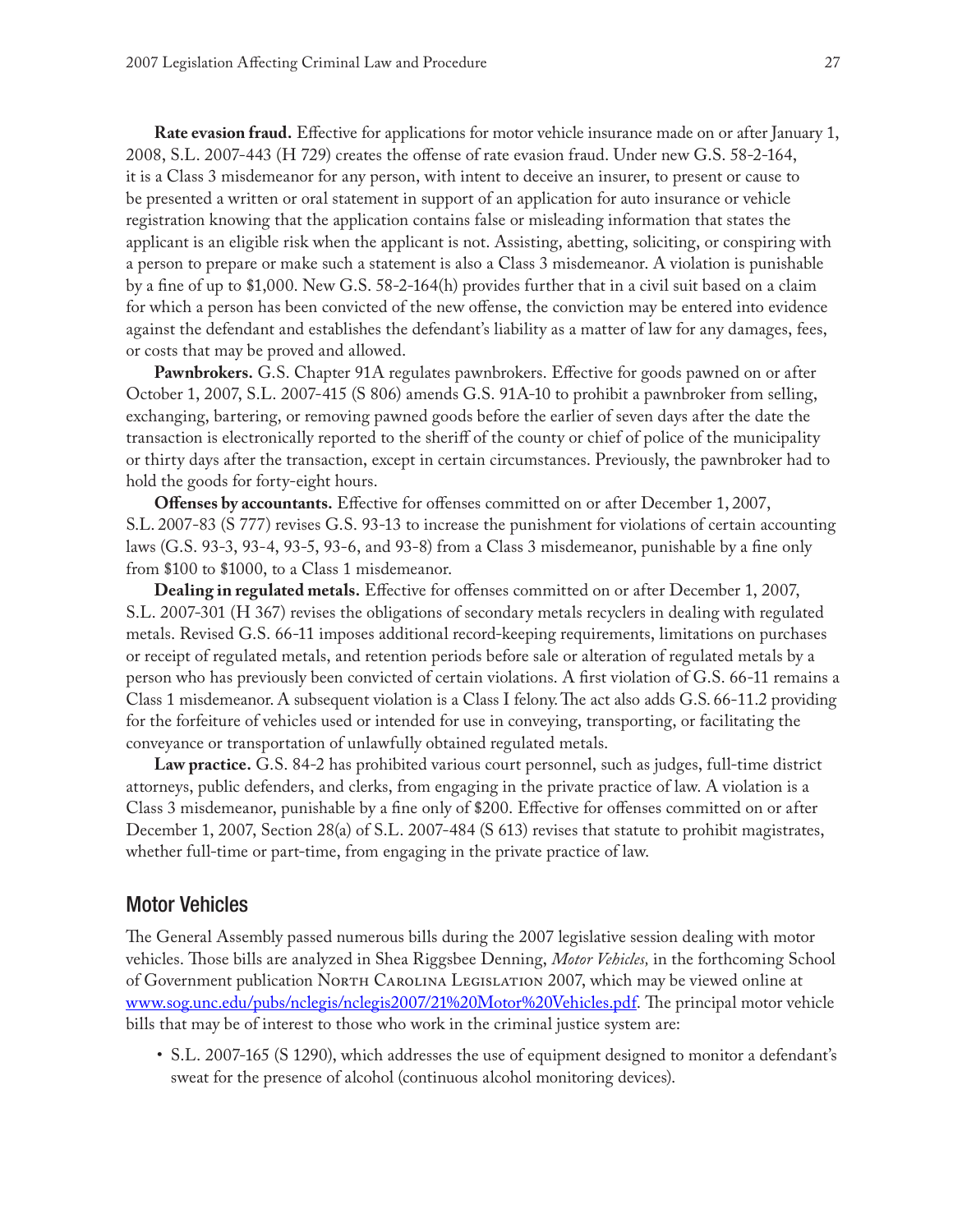**Rate evasion fraud.** Effective for applications for motor vehicle insurance made on or after January 1, 2008, S.L. 2007-443 (H 729) creates the offense of rate evasion fraud. Under new G.S. 58-2-164, it is a Class 3 misdemeanor for any person, with intent to deceive an insurer, to present or cause to be presented a written or oral statement in support of an application for auto insurance or vehicle registration knowing that the application contains false or misleading information that states the applicant is an eligible risk when the applicant is not. Assisting, abetting, soliciting, or conspiring with a person to prepare or make such a statement is also a Class 3 misdemeanor. A violation is punishable by a fine of up to $1,000. New G.S. 58-2-164(h) provides further that in a civil suit based on a claim for which a person has been convicted of the new offense, the conviction may be entered into evidence against the defendant and establishes the defendant's liability as a matter of law for any damages, fees, or costs that may be proved and allowed.

**Pawnbrokers.** G.S. Chapter 91A regulates pawnbrokers. Effective for goods pawned on or after October 1, 2007, S.L. 2007-415 (S 806) amends G.S. 91A-10 to prohibit a pawnbroker from selling, exchanging, bartering, or removing pawned goods before the earlier of seven days after the date the transaction is electronically reported to the sheriff of the county or chief of police of the municipality or thirty days after the transaction, except in certain circumstances. Previously, the pawnbroker had to hold the goods for forty-eight hours.

**Offenses by accountants.** Effective for offenses committed on or after December 1, 2007, S.L. 2007-83 (S 777) revises G.S. 93-13 to increase the punishment for violations of certain accounting laws (G.S. 93-3, 93-4, 93-5, 93-6, and 93-8) from a Class 3 misdemeanor, punishable by a fine only from $100 to $1000, to a Class 1 misdemeanor.

**Dealing in regulated metals.** Effective for offenses committed on or after December 1, 2007, S.L. 2007-301 (H 367) revises the obligations of secondary metals recyclers in dealing with regulated metals. Revised G.S. 66-11 imposes additional record-keeping requirements, limitations on purchases or receipt of regulated metals, and retention periods before sale or alteration of regulated metals by a person who has previously been convicted of certain violations. A first violation of G.S. 66-11 remains a Class 1 misdemeanor. A subsequent violation is a Class I felony. The act also adds G.S. 66-11.2 providing for the forfeiture of vehicles used or intended for use in conveying, transporting, or facilitating the conveyance or transportation of unlawfully obtained regulated metals.

**Law practice.** G.S. 84-2 has prohibited various court personnel, such as judges, full-time district attorneys, public defenders, and clerks, from engaging in the private practice of law. A violation is a Class 3 misdemeanor, punishable by a fine only of $200. Effective for offenses committed on or after December 1, 2007, Section 28(a) of S.L. 2007-484 (S 613) revises that statute to prohibit magistrates, whether full-time or part-time, from engaging in the private practice of law.

## Motor Vehicles

The General Assembly passed numerous bills during the 2007 legislative session dealing with motor vehicles. Those bills are analyzed in Shea Riggsbee Denning, *Motor Vehicles,* in the forthcoming School of Government publication North Carolina Legislation 2007, which may be viewed online at www.sog.unc.edu/pubs/nclegis/nclegis2007/21%20Motor%20Vehicles.pdf. The principal motor vehicle bills that may be of interest to those who work in the criminal justice system are:

- S.L. 2007-165 (S 1290), which addresses the use of equipment designed to monitor a defendant's sweat for the presence of alcohol (continuous alcohol monitoring devices).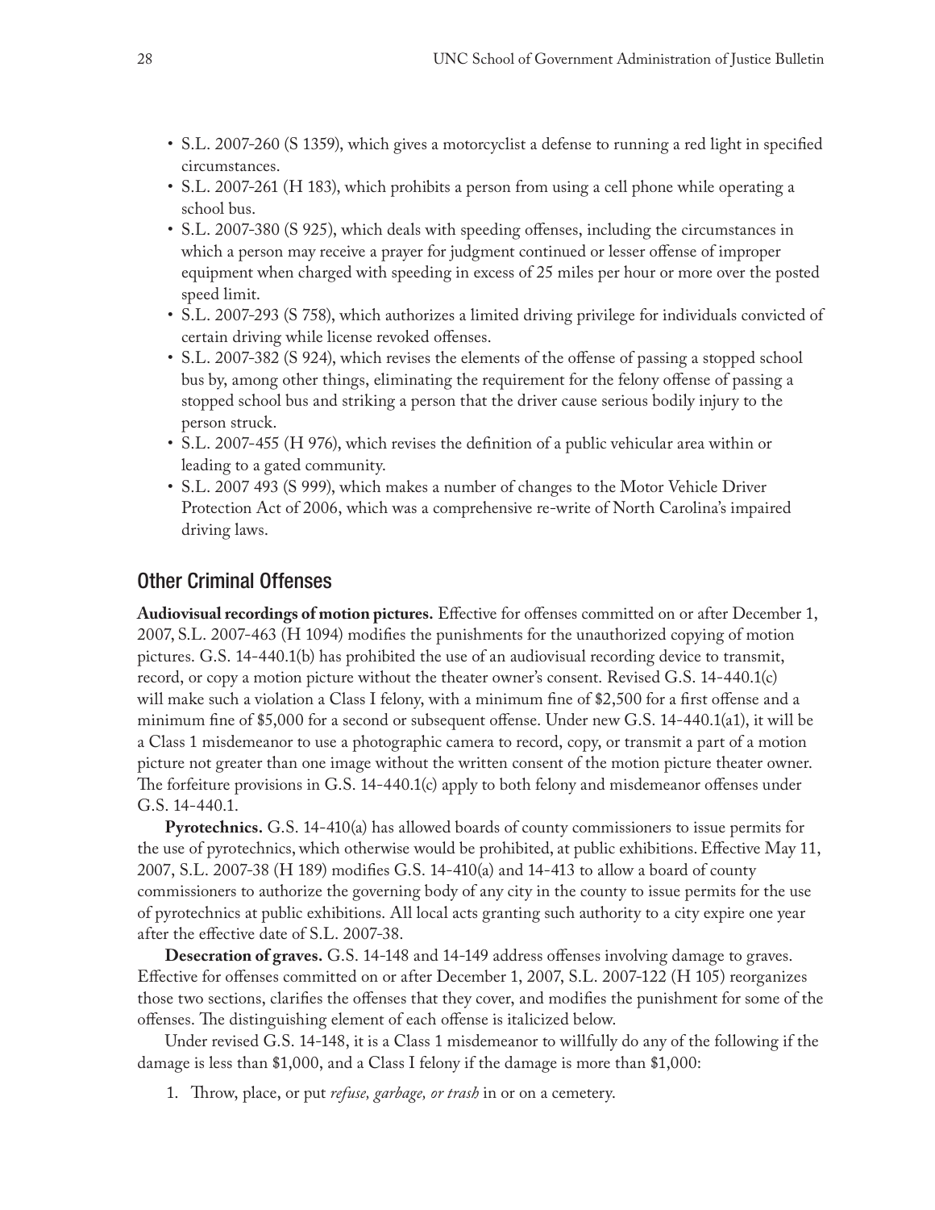- S.L. 2007-260 (S 1359), which gives a motorcyclist a defense to running a red light in specified circumstances.
- S.L. 2007-261 (H 183), which prohibits a person from using a cell phone while operating a school bus.
- S.L. 2007-380 (S 925), which deals with speeding offenses, including the circumstances in which a person may receive a prayer for judgment continued or lesser offense of improper equipment when charged with speeding in excess of 25 miles per hour or more over the posted speed limit.
- S.L. 2007-293 (S 758), which authorizes a limited driving privilege for individuals convicted of certain driving while license revoked offenses.
- S.L. 2007-382 (S 924), which revises the elements of the offense of passing a stopped school bus by, among other things, eliminating the requirement for the felony offense of passing a stopped school bus and striking a person that the driver cause serious bodily injury to the person struck.
- S.L. 2007-455 (H 976), which revises the definition of a public vehicular area within or leading to a gated community.
- S.L. 2007 493 (S 999), which makes a number of changes to the Motor Vehicle Driver Protection Act of 2006, which was a comprehensive re-write of North Carolina's impaired driving laws.

## Other Criminal Offenses

**Audiovisual recordings of motion pictures.** Effective for offenses committed on or after December 1, 2007, S.L. 2007-463 (H 1094) modifies the punishments for the unauthorized copying of motion pictures. G.S. 14-440.1(b) has prohibited the use of an audiovisual recording device to transmit, record, or copy a motion picture without the theater owner's consent. Revised G.S. 14-440.1(c) will make such a violation a Class I felony, with a minimum fine of $2,500 for a first offense and a minimum fine of $5,000 for a second or subsequent offense. Under new G.S. 14-440.1(a1), it will be a Class 1 misdemeanor to use a photographic camera to record, copy, or transmit a part of a motion picture not greater than one image without the written consent of the motion picture theater owner. The forfeiture provisions in G.S. 14-440.1(c) apply to both felony and misdemeanor offenses under G.S. 14-440.1.

**Pyrotechnics.** G.S. 14-410(a) has allowed boards of county commissioners to issue permits for the use of pyrotechnics, which otherwise would be prohibited, at public exhibitions. Effective May 11, 2007, S.L. 2007-38 (H 189) modifies G.S. 14-410(a) and 14-413 to allow a board of county commissioners to authorize the governing body of any city in the county to issue permits for the use of pyrotechnics at public exhibitions. All local acts granting such authority to a city expire one year after the effective date of S.L. 2007-38.

**Desecration of graves.** G.S. 14-148 and 14-149 address offenses involving damage to graves. Effective for offenses committed on or after December 1, 2007, S.L. 2007-122 (H 105) reorganizes those two sections, clarifies the offenses that they cover, and modifies the punishment for some of the offenses. The distinguishing element of each offense is italicized below.

Under revised G.S. 14-148, it is a Class 1 misdemeanor to willfully do any of the following if the damage is less than $1,000, and a Class I felony if the damage is more than $1,000:

1. Throw, place, or put *refuse, garbage, or trash* in or on a cemetery.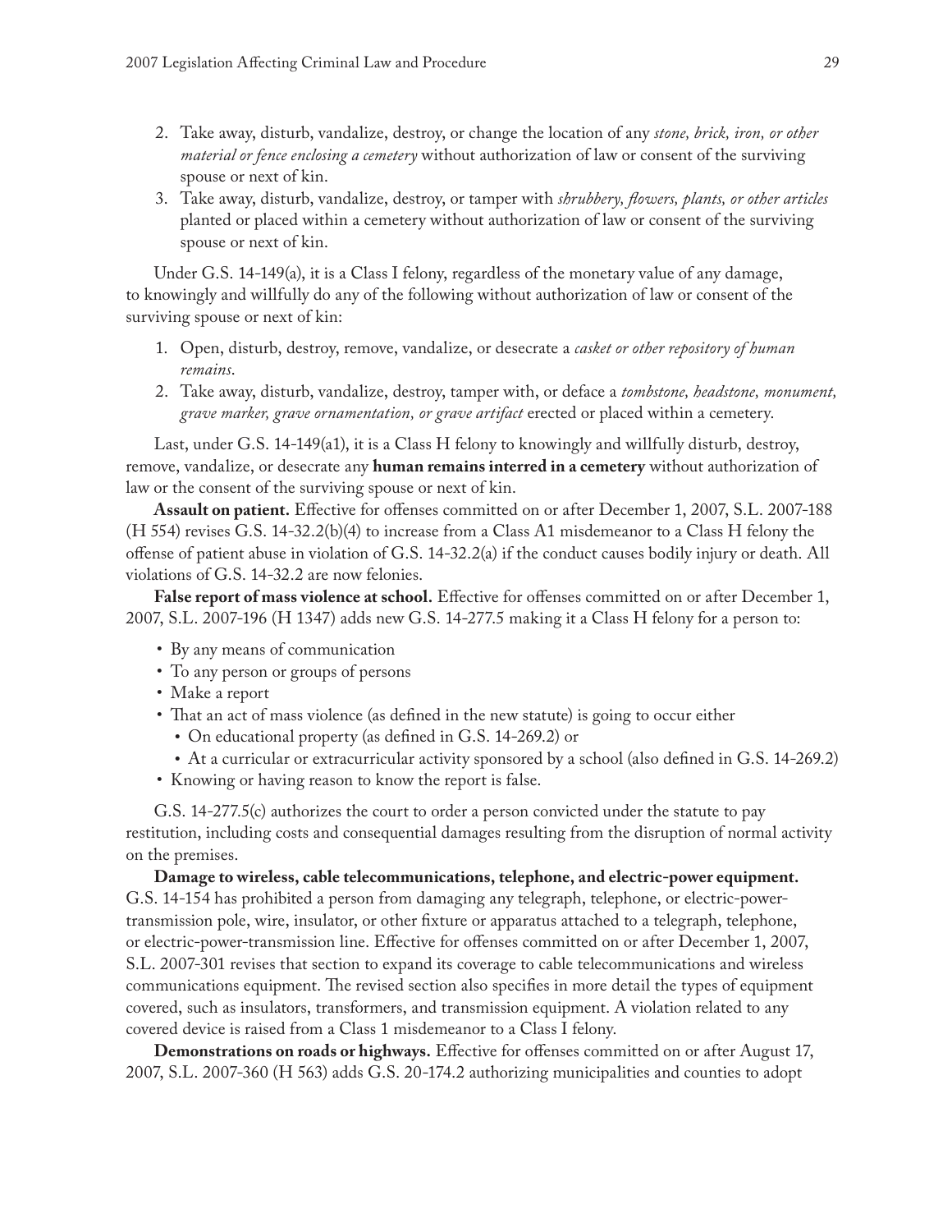2. Take away, disturb, vandalize, destroy, or change the location of any *stone, brick, iron, or other material or fence enclosing a cemetery* without authorization of law or consent of the surviving spouse or next of kin.
3. Take away, disturb, vandalize, destroy, or tamper with *shrubbery, flowers, plants, or other articles* planted or placed within a cemetery without authorization of law or consent of the surviving spouse or next of kin.

Under G.S. 14-149(a), it is a Class I felony, regardless of the monetary value of any damage, to knowingly and willfully do any of the following without authorization of law or consent of the surviving spouse or next of kin:

1. Open, disturb, destroy, remove, vandalize, or desecrate a *casket or other repository of human remains*.
2. Take away, disturb, vandalize, destroy, tamper with, or deface a *tombstone, headstone, monument, grave marker, grave ornamentation, or grave artifact* erected or placed within a cemetery.

Last, under G.S. 14-149(a1), it is a Class H felony to knowingly and willfully disturb, destroy, remove, vandalize, or desecrate any **human remains interred in a cemetery** without authorization of law or the consent of the surviving spouse or next of kin.

**Assault on patient.** Effective for offenses committed on or after December 1, 2007, S.L. 2007-188 (H 554) revises G.S. 14-32.2(b)(4) to increase from a Class A1 misdemeanor to a Class H felony the offense of patient abuse in violation of G.S. 14-32.2(a) if the conduct causes bodily injury or death. All violations of G.S. 14-32.2 are now felonies.

**False report of mass violence at school.** Effective for offenses committed on or after December 1, 2007, S.L. 2007-196 (H 1347) adds new G.S. 14-277.5 making it a Class H felony for a person to:

- By any means of communication
- To any person or groups of persons
- Make a report
- That an act of mass violence (as defined in the new statute) is going to occur either
  - On educational property (as defined in G.S. 14-269.2) or
  - At a curricular or extracurricular activity sponsored by a school (also defined in G.S. 14-269.2)
- Knowing or having reason to know the report is false.

G.S. 14-277.5(c) authorizes the court to order a person convicted under the statute to pay restitution, including costs and consequential damages resulting from the disruption of normal activity on the premises.

**Damage to wireless, cable telecommunications, telephone, and electric-power equipment.** G.S. 14-154 has prohibited a person from damaging any telegraph, telephone, or electric-power-transmission pole, wire, insulator, or other fixture or apparatus attached to a telegraph, telephone, or electric-power-transmission line. Effective for offenses committed on or after December 1, 2007, S.L. 2007-301 revises that section to expand its coverage to cable telecommunications and wireless communications equipment. The revised section also specifies in more detail the types of equipment covered, such as insulators, transformers, and transmission equipment. A violation related to any covered device is raised from a Class 1 misdemeanor to a Class I felony.

**Demonstrations on roads or highways.** Effective for offenses committed on or after August 17, 2007, S.L. 2007-360 (H 563) adds G.S. 20-174.2 authorizing municipalities and counties to adopt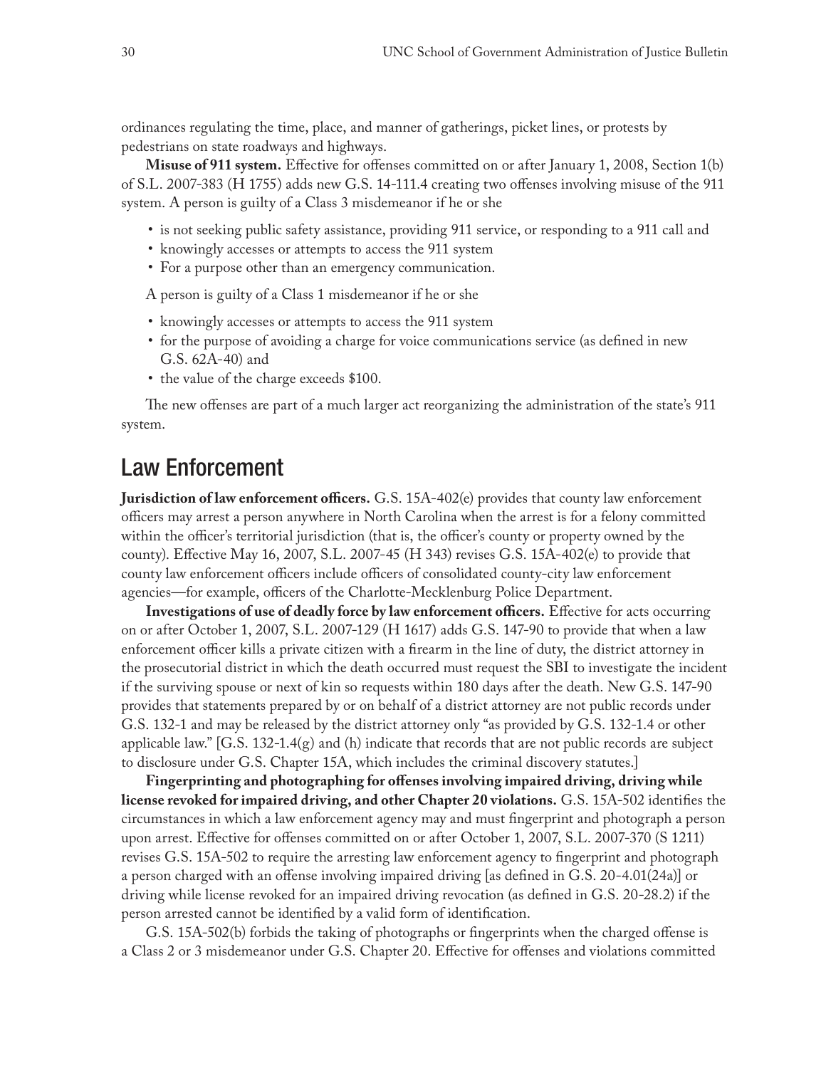ordinances regulating the time, place, and manner of gatherings, picket lines, or protests by pedestrians on state roadways and highways.

**Misuse of 911 system.** Effective for offenses committed on or after January 1, 2008, Section 1(b) of S.L. 2007-383 (H 1755) adds new G.S. 14-111.4 creating two offenses involving misuse of the 911 system. A person is guilty of a Class 3 misdemeanor if he or she

- is not seeking public safety assistance, providing 911 service, or responding to a 911 call and
- knowingly accesses or attempts to access the 911 system
- For a purpose other than an emergency communication.

A person is guilty of a Class 1 misdemeanor if he or she

- knowingly accesses or attempts to access the 911 system
- for the purpose of avoiding a charge for voice communications service (as defined in new G.S. 62A-40) and
- the value of the charge exceeds $100.

The new offenses are part of a much larger act reorganizing the administration of the state's 911 system.

## Law Enforcement

**Jurisdiction of law enforcement officers.** G.S. 15A-402(e) provides that county law enforcement officers may arrest a person anywhere in North Carolina when the arrest is for a felony committed within the officer's territorial jurisdiction (that is, the officer's county or property owned by the county). Effective May 16, 2007, S.L. 2007-45 (H 343) revises G.S. 15A-402(e) to provide that county law enforcement officers include officers of consolidated county-city law enforcement agencies—for example, officers of the Charlotte-Mecklenburg Police Department.

**Investigations of use of deadly force by law enforcement officers.** Effective for acts occurring on or after October 1, 2007, S.L. 2007-129 (H 1617) adds G.S. 147-90 to provide that when a law enforcement officer kills a private citizen with a firearm in the line of duty, the district attorney in the prosecutorial district in which the death occurred must request the SBI to investigate the incident if the surviving spouse or next of kin so requests within 180 days after the death. New G.S. 147-90 provides that statements prepared by or on behalf of a district attorney are not public records under G.S. 132-1 and may be released by the district attorney only "as provided by G.S. 132-1.4 or other applicable law." [G.S. 132-1.4(g) and (h) indicate that records that are not public records are subject to disclosure under G.S. Chapter 15A, which includes the criminal discovery statutes.]

**Fingerprinting and photographing for offenses involving impaired driving, driving while license revoked for impaired driving, and other Chapter 20 violations.** G.S. 15A-502 identifies the circumstances in which a law enforcement agency may and must fingerprint and photograph a person upon arrest. Effective for offenses committed on or after October 1, 2007, S.L. 2007-370 (S 1211) revises G.S. 15A-502 to require the arresting law enforcement agency to fingerprint and photograph a person charged with an offense involving impaired driving [as defined in G.S. 20-4.01(24a)] or driving while license revoked for an impaired driving revocation (as defined in G.S. 20-28.2) if the person arrested cannot be identified by a valid form of identification.

G.S. 15A-502(b) forbids the taking of photographs or fingerprints when the charged offense is a Class 2 or 3 misdemeanor under G.S. Chapter 20. Effective for offenses and violations committed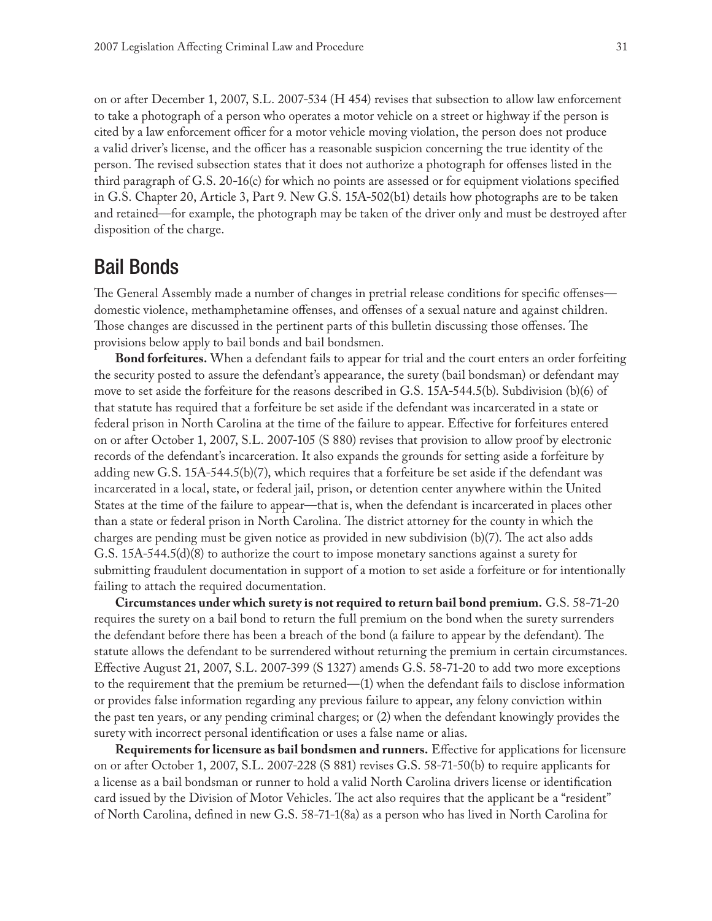on or after December 1, 2007, S.L. 2007-534 (H 454) revises that subsection to allow law enforcement to take a photograph of a person who operates a motor vehicle on a street or highway if the person is cited by a law enforcement officer for a motor vehicle moving violation, the person does not produce a valid driver's license, and the officer has a reasonable suspicion concerning the true identity of the person. The revised subsection states that it does not authorize a photograph for offenses listed in the third paragraph of G.S. 20-16(c) for which no points are assessed or for equipment violations specified in G.S. Chapter 20, Article 3, Part 9. New G.S. 15A-502(b1) details how photographs are to be taken and retained—for example, the photograph may be taken of the driver only and must be destroyed after disposition of the charge.

## Bail Bonds

The General Assembly made a number of changes in pretrial release conditions for specific offenses—domestic violence, methamphetamine offenses, and offenses of a sexual nature and against children. Those changes are discussed in the pertinent parts of this bulletin discussing those offenses. The provisions below apply to bail bonds and bail bondsmen.

**Bond forfeitures.** When a defendant fails to appear for trial and the court enters an order forfeiting the security posted to assure the defendant's appearance, the surety (bail bondsman) or defendant may move to set aside the forfeiture for the reasons described in G.S. 15A-544.5(b). Subdivision (b)(6) of that statute has required that a forfeiture be set aside if the defendant was incarcerated in a state or federal prison in North Carolina at the time of the failure to appear. Effective for forfeitures entered on or after October 1, 2007, S.L. 2007-105 (S 880) revises that provision to allow proof by electronic records of the defendant's incarceration. It also expands the grounds for setting aside a forfeiture by adding new G.S. 15A-544.5(b)(7), which requires that a forfeiture be set aside if the defendant was incarcerated in a local, state, or federal jail, prison, or detention center anywhere within the United States at the time of the failure to appear—that is, when the defendant is incarcerated in places other than a state or federal prison in North Carolina. The district attorney for the county in which the charges are pending must be given notice as provided in new subdivision (b)(7). The act also adds G.S. 15A-544.5(d)(8) to authorize the court to impose monetary sanctions against a surety for submitting fraudulent documentation in support of a motion to set aside a forfeiture or for intentionally failing to attach the required documentation.

**Circumstances under which surety is not required to return bail bond premium.** G.S. 58-71-20 requires the surety on a bail bond to return the full premium on the bond when the surety surrenders the defendant before there has been a breach of the bond (a failure to appear by the defendant). The statute allows the defendant to be surrendered without returning the premium in certain circumstances. Effective August 21, 2007, S.L. 2007-399 (S 1327) amends G.S. 58-71-20 to add two more exceptions to the requirement that the premium be returned—(1) when the defendant fails to disclose information or provides false information regarding any previous failure to appear, any felony conviction within the past ten years, or any pending criminal charges; or (2) when the defendant knowingly provides the surety with incorrect personal identification or uses a false name or alias.

**Requirements for licensure as bail bondsmen and runners.** Effective for applications for licensure on or after October 1, 2007, S.L. 2007-228 (S 881) revises G.S. 58-71-50(b) to require applicants for a license as a bail bondsman or runner to hold a valid North Carolina drivers license or identification card issued by the Division of Motor Vehicles. The act also requires that the applicant be a "resident" of North Carolina, defined in new G.S. 58-71-1(8a) as a person who has lived in North Carolina for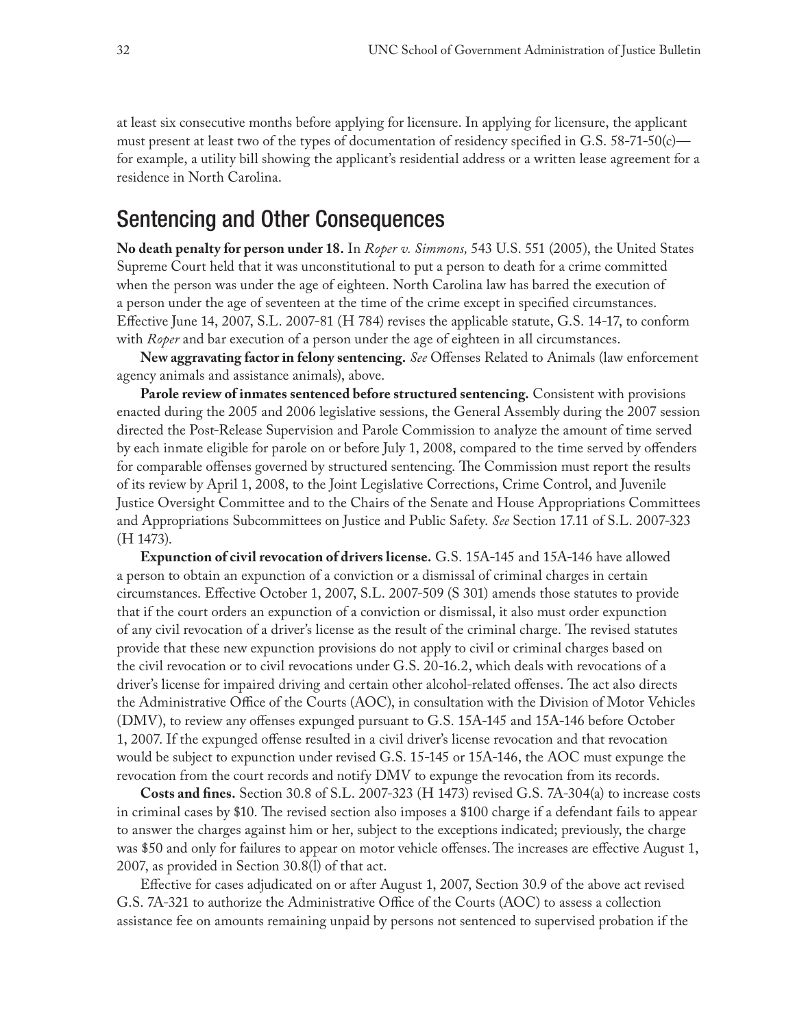at least six consecutive months before applying for licensure. In applying for licensure, the applicant must present at least two of the types of documentation of residency specified in G.S. 58-71-50(c)—for example, a utility bill showing the applicant's residential address or a written lease agreement for a residence in North Carolina.

## Sentencing and Other Consequences

**No death penalty for person under 18.** In *Roper v. Simmons,* 543 U.S. 551 (2005), the United States Supreme Court held that it was unconstitutional to put a person to death for a crime committed when the person was under the age of eighteen. North Carolina law has barred the execution of a person under the age of seventeen at the time of the crime except in specified circumstances. Effective June 14, 2007, S.L. 2007-81 (H 784) revises the applicable statute, G.S. 14-17, to conform with *Roper* and bar execution of a person under the age of eighteen in all circumstances.

**New aggravating factor in felony sentencing.** *See* Offenses Related to Animals (law enforcement agency animals and assistance animals), above.

**Parole review of inmates sentenced before structured sentencing.** Consistent with provisions enacted during the 2005 and 2006 legislative sessions, the General Assembly during the 2007 session directed the Post-Release Supervision and Parole Commission to analyze the amount of time served by each inmate eligible for parole on or before July 1, 2008, compared to the time served by offenders for comparable offenses governed by structured sentencing. The Commission must report the results of its review by April 1, 2008, to the Joint Legislative Corrections, Crime Control, and Juvenile Justice Oversight Committee and to the Chairs of the Senate and House Appropriations Committees and Appropriations Subcommittees on Justice and Public Safety. *See* Section 17.11 of S.L. 2007-323 (H 1473).

**Expunction of civil revocation of drivers license.** G.S. 15A-145 and 15A-146 have allowed a person to obtain an expunction of a conviction or a dismissal of criminal charges in certain circumstances. Effective October 1, 2007, S.L. 2007-509 (S 301) amends those statutes to provide that if the court orders an expunction of a conviction or dismissal, it also must order expunction of any civil revocation of a driver's license as the result of the criminal charge. The revised statutes provide that these new expunction provisions do not apply to civil or criminal charges based on the civil revocation or to civil revocations under G.S. 20-16.2, which deals with revocations of a driver's license for impaired driving and certain other alcohol-related offenses. The act also directs the Administrative Office of the Courts (AOC), in consultation with the Division of Motor Vehicles (DMV), to review any offenses expunged pursuant to G.S. 15A-145 and 15A-146 before October 1, 2007. If the expunged offense resulted in a civil driver's license revocation and that revocation would be subject to expunction under revised G.S. 15-145 or 15A-146, the AOC must expunge the revocation from the court records and notify DMV to expunge the revocation from its records.

**Costs and fines.** Section 30.8 of S.L. 2007-323 (H 1473) revised G.S. 7A-304(a) to increase costs in criminal cases by $10. The revised section also imposes a $100 charge if a defendant fails to appear to answer the charges against him or her, subject to the exceptions indicated; previously, the charge was $50 and only for failures to appear on motor vehicle offenses. The increases are effective August 1, 2007, as provided in Section 30.8(l) of that act.

Effective for cases adjudicated on or after August 1, 2007, Section 30.9 of the above act revised G.S. 7A-321 to authorize the Administrative Office of the Courts (AOC) to assess a collection assistance fee on amounts remaining unpaid by persons not sentenced to supervised probation if the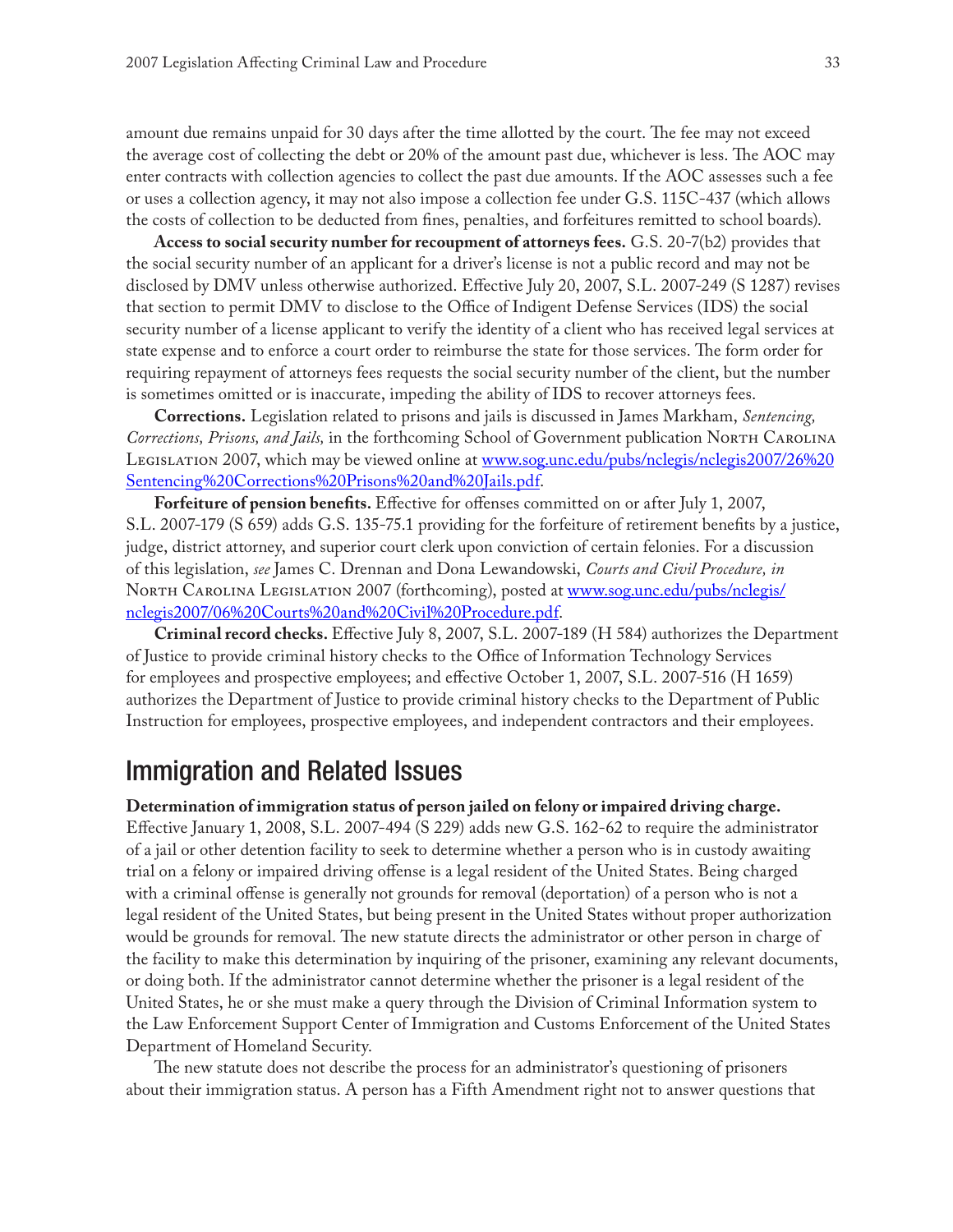amount due remains unpaid for 30 days after the time allotted by the court. The fee may not exceed the average cost of collecting the debt or 20% of the amount past due, whichever is less. The AOC may enter contracts with collection agencies to collect the past due amounts. If the AOC assesses such a fee or uses a collection agency, it may not also impose a collection fee under G.S. 115C-437 (which allows the costs of collection to be deducted from fines, penalties, and forfeitures remitted to school boards).

**Access to social security number for recoupment of attorneys fees.** G.S. 20-7(b2) provides that the social security number of an applicant for a driver's license is not a public record and may not be disclosed by DMV unless otherwise authorized. Effective July 20, 2007, S.L. 2007-249 (S 1287) revises that section to permit DMV to disclose to the Office of Indigent Defense Services (IDS) the social security number of a license applicant to verify the identity of a client who has received legal services at state expense and to enforce a court order to reimburse the state for those services. The form order for requiring repayment of attorneys fees requests the social security number of the client, but the number is sometimes omitted or is inaccurate, impeding the ability of IDS to recover attorneys fees.

**Corrections.** Legislation related to prisons and jails is discussed in James Markham, *Sentencing, Corrections, Prisons, and Jails,* in the forthcoming School of Government publication North Carolina Legislation 2007, which may be viewed online at [www.sog.unc.edu/pubs/nclegis/nclegis2007/26%20Sentencing%20Corrections%20Prisons%20and%20Jails.pdf](www.sog.unc.edu/pubs/nclegis/nclegis2007/26%20Sentencing%20Corrections%20Prisons%20and%20Jails.pdf).

**Forfeiture of pension benefits.** Effective for offenses committed on or after July 1, 2007, S.L. 2007-179 (S 659) adds G.S. 135-75.1 providing for the forfeiture of retirement benefits by a justice, judge, district attorney, and superior court clerk upon conviction of certain felonies. For a discussion of this legislation, *see* James C. Drennan and Dona Lewandowski, *Courts and Civil Procedure, in* North Carolina Legislation 2007 (forthcoming), posted at [www.sog.unc.edu/pubs/nclegis/nclegis2007/06%20Courts%20and%20Civil%20Procedure.pdf](www.sog.unc.edu/pubs/nclegis/nclegis2007/06%20Courts%20and%20Civil%20Procedure.pdf).

**Criminal record checks.** Effective July 8, 2007, S.L. 2007-189 (H 584) authorizes the Department of Justice to provide criminal history checks to the Office of Information Technology Services for employees and prospective employees; and effective October 1, 2007, S.L. 2007-516 (H 1659) authorizes the Department of Justice to provide criminal history checks to the Department of Public Instruction for employees, prospective employees, and independent contractors and their employees.

## Immigration and Related Issues

**Determination of immigration status of person jailed on felony or impaired driving charge.** Effective January 1, 2008, S.L. 2007-494 (S 229) adds new G.S. 162-62 to require the administrator of a jail or other detention facility to seek to determine whether a person who is in custody awaiting trial on a felony or impaired driving offense is a legal resident of the United States. Being charged with a criminal offense is generally not grounds for removal (deportation) of a person who is not a legal resident of the United States, but being present in the United States without proper authorization would be grounds for removal. The new statute directs the administrator or other person in charge of the facility to make this determination by inquiring of the prisoner, examining any relevant documents, or doing both. If the administrator cannot determine whether the prisoner is a legal resident of the United States, he or she must make a query through the Division of Criminal Information system to the Law Enforcement Support Center of Immigration and Customs Enforcement of the United States Department of Homeland Security.

The new statute does not describe the process for an administrator's questioning of prisoners about their immigration status. A person has a Fifth Amendment right not to answer questions that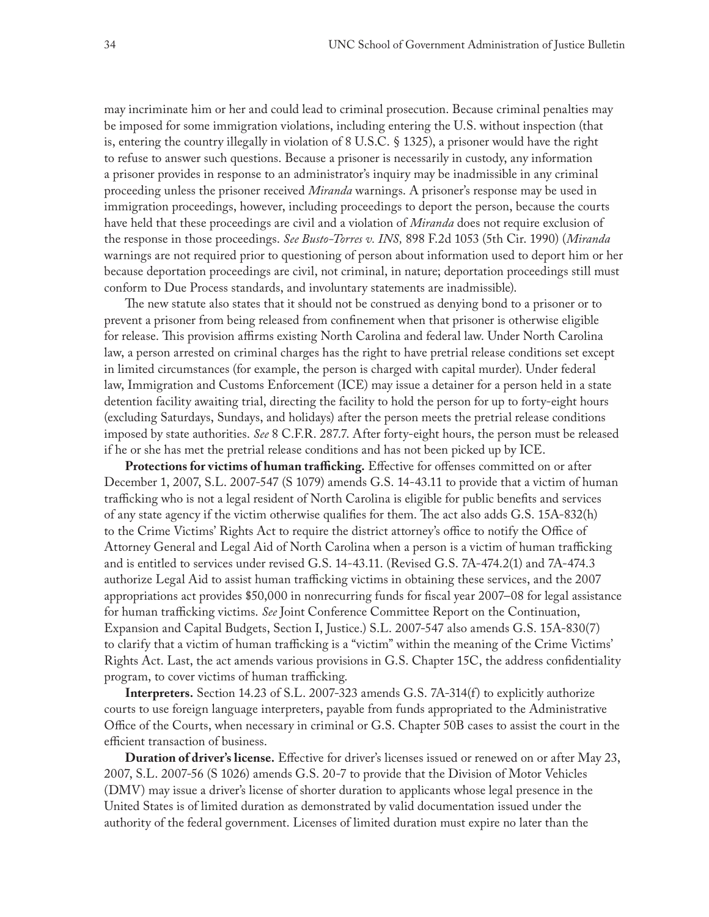may incriminate him or her and could lead to criminal prosecution. Because criminal penalties may be imposed for some immigration violations, including entering the U.S. without inspection (that is, entering the country illegally in violation of 8 U.S.C. § 1325), a prisoner would have the right to refuse to answer such questions. Because a prisoner is necessarily in custody, any information a prisoner provides in response to an administrator's inquiry may be inadmissible in any criminal proceeding unless the prisoner received *Miranda* warnings. A prisoner's response may be used in immigration proceedings, however, including proceedings to deport the person, because the courts have held that these proceedings are civil and a violation of *Miranda* does not require exclusion of the response in those proceedings. *See Busto-Torres v. INS,* 898 F.2d 1053 (5th Cir. 1990) (*Miranda* warnings are not required prior to questioning of person about information used to deport him or her because deportation proceedings are civil, not criminal, in nature; deportation proceedings still must conform to Due Process standards, and involuntary statements are inadmissible).

The new statute also states that it should not be construed as denying bond to a prisoner or to prevent a prisoner from being released from confinement when that prisoner is otherwise eligible for release. This provision affirms existing North Carolina and federal law. Under North Carolina law, a person arrested on criminal charges has the right to have pretrial release conditions set except in limited circumstances (for example, the person is charged with capital murder). Under federal law, Immigration and Customs Enforcement (ICE) may issue a detainer for a person held in a state detention facility awaiting trial, directing the facility to hold the person for up to forty-eight hours (excluding Saturdays, Sundays, and holidays) after the person meets the pretrial release conditions imposed by state authorities. *See* 8 C.F.R. 287.7. After forty-eight hours, the person must be released if he or she has met the pretrial release conditions and has not been picked up by ICE.

**Protections for victims of human trafficking.** Effective for offenses committed on or after December 1, 2007, S.L. 2007-547 (S 1079) amends G.S. 14-43.11 to provide that a victim of human trafficking who is not a legal resident of North Carolina is eligible for public benefits and services of any state agency if the victim otherwise qualifies for them. The act also adds G.S. 15A-832(h) to the Crime Victims' Rights Act to require the district attorney's office to notify the Office of Attorney General and Legal Aid of North Carolina when a person is a victim of human trafficking and is entitled to services under revised G.S. 14-43.11. (Revised G.S. 7A-474.2(1) and 7A-474.3 authorize Legal Aid to assist human trafficking victims in obtaining these services, and the 2007 appropriations act provides $50,000 in nonrecurring funds for fiscal year 2007–08 for legal assistance for human trafficking victims. *See* Joint Conference Committee Report on the Continuation, Expansion and Capital Budgets, Section I, Justice.) S.L. 2007-547 also amends G.S. 15A-830(7) to clarify that a victim of human trafficking is a "victim" within the meaning of the Crime Victims' Rights Act. Last, the act amends various provisions in G.S. Chapter 15C, the address confidentiality program, to cover victims of human trafficking.

**Interpreters.** Section 14.23 of S.L. 2007-323 amends G.S. 7A-314(f) to explicitly authorize courts to use foreign language interpreters, payable from funds appropriated to the Administrative Office of the Courts, when necessary in criminal or G.S. Chapter 50B cases to assist the court in the efficient transaction of business.

**Duration of driver's license.** Effective for driver's licenses issued or renewed on or after May 23, 2007, S.L. 2007-56 (S 1026) amends G.S. 20-7 to provide that the Division of Motor Vehicles (DMV) may issue a driver's license of shorter duration to applicants whose legal presence in the United States is of limited duration as demonstrated by valid documentation issued under the authority of the federal government. Licenses of limited duration must expire no later than the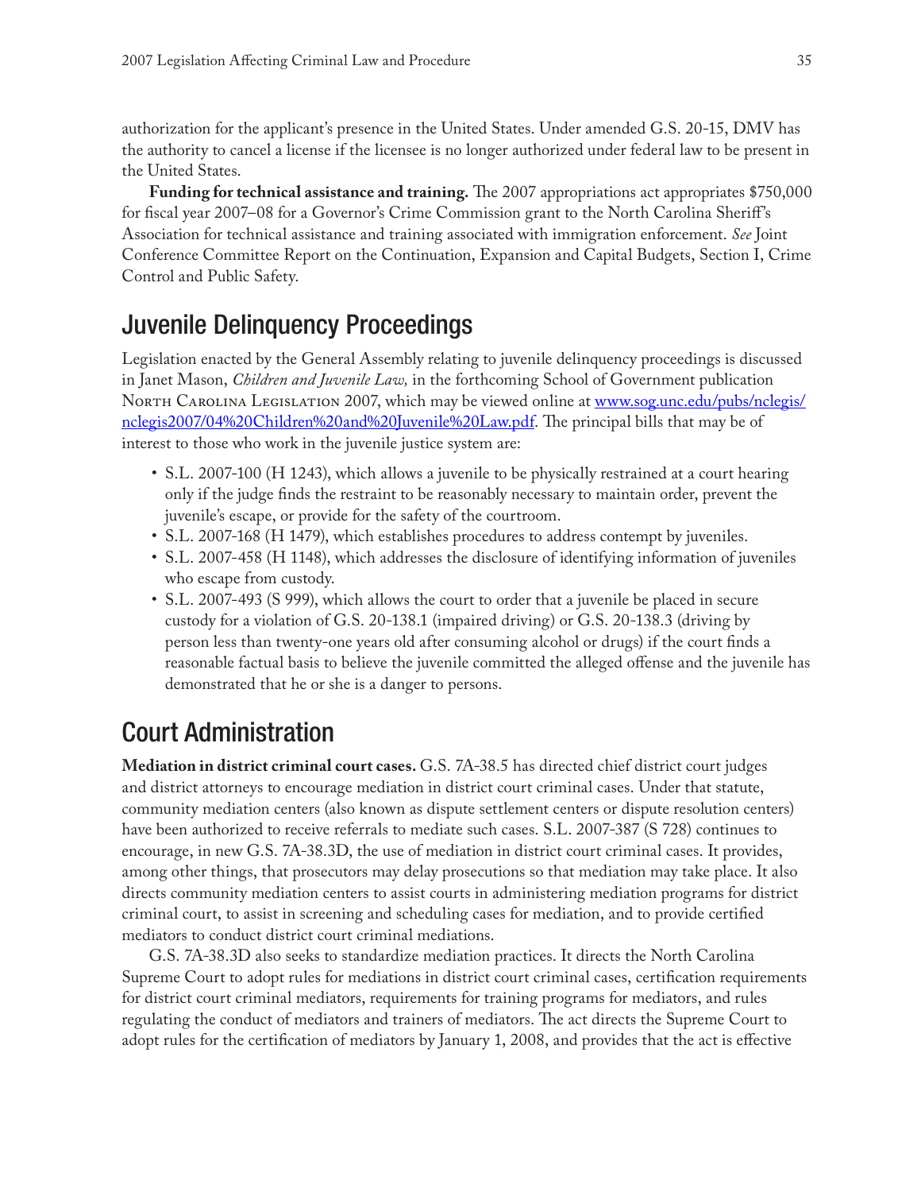authorization for the applicant's presence in the United States. Under amended G.S. 20-15, DMV has the authority to cancel a license if the licensee is no longer authorized under federal law to be present in the United States.

**Funding for technical assistance and training.** The 2007 appropriations act appropriates $750,000 for fiscal year 2007–08 for a Governor's Crime Commission grant to the North Carolina Sheriff's Association for technical assistance and training associated with immigration enforcement. *See* Joint Conference Committee Report on the Continuation, Expansion and Capital Budgets, Section I, Crime Control and Public Safety.

## Juvenile Delinquency Proceedings

Legislation enacted by the General Assembly relating to juvenile delinquency proceedings is discussed in Janet Mason, *Children and Juvenile Law,* in the forthcoming School of Government publication North Carolina Legislation 2007, which may be viewed online at [www.sog.unc.edu/pubs/nclegis/nclegis2007/04%20Children%20and%20Juvenile%20Law.pdf](www.sog.unc.edu/pubs/nclegis/nclegis2007/04%20Children%20and%20Juvenile%20Law.pdf). The principal bills that may be of interest to those who work in the juvenile justice system are:

- S.L. 2007-100 (H 1243), which allows a juvenile to be physically restrained at a court hearing only if the judge finds the restraint to be reasonably necessary to maintain order, prevent the juvenile's escape, or provide for the safety of the courtroom.
- S.L. 2007-168 (H 1479), which establishes procedures to address contempt by juveniles.
- S.L. 2007-458 (H 1148), which addresses the disclosure of identifying information of juveniles who escape from custody.
- S.L. 2007-493 (S 999), which allows the court to order that a juvenile be placed in secure custody for a violation of G.S. 20-138.1 (impaired driving) or G.S. 20-138.3 (driving by person less than twenty-one years old after consuming alcohol or drugs) if the court finds a reasonable factual basis to believe the juvenile committed the alleged offense and the juvenile has demonstrated that he or she is a danger to persons.

## Court Administration

**Mediation in district criminal court cases.** G.S. 7A-38.5 has directed chief district court judges and district attorneys to encourage mediation in district court criminal cases. Under that statute, community mediation centers (also known as dispute settlement centers or dispute resolution centers) have been authorized to receive referrals to mediate such cases. S.L. 2007-387 (S 728) continues to encourage, in new G.S. 7A-38.3D, the use of mediation in district court criminal cases. It provides, among other things, that prosecutors may delay prosecutions so that mediation may take place. It also directs community mediation centers to assist courts in administering mediation programs for district criminal court, to assist in screening and scheduling cases for mediation, and to provide certified mediators to conduct district court criminal mediations.

G.S. 7A-38.3D also seeks to standardize mediation practices. It directs the North Carolina Supreme Court to adopt rules for mediations in district court criminal cases, certification requirements for district court criminal mediators, requirements for training programs for mediators, and rules regulating the conduct of mediators and trainers of mediators. The act directs the Supreme Court to adopt rules for the certification of mediators by January 1, 2008, and provides that the act is effective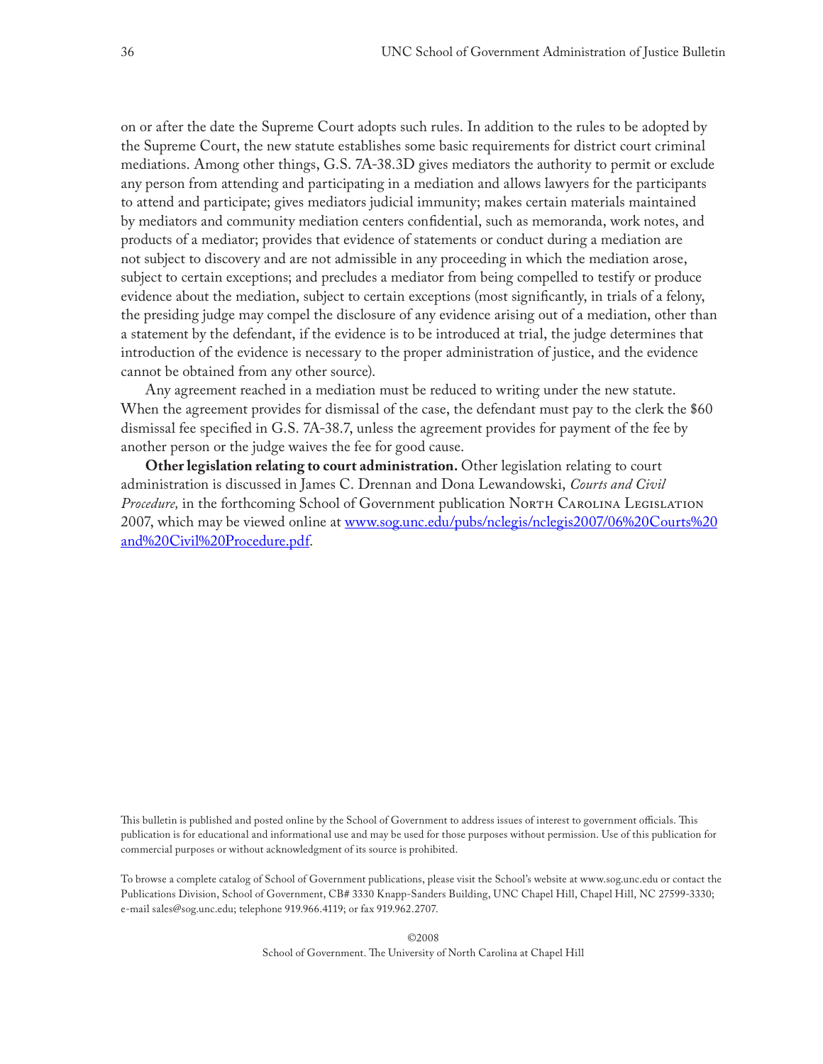on or after the date the Supreme Court adopts such rules. In addition to the rules to be adopted by the Supreme Court, the new statute establishes some basic requirements for district court criminal mediations. Among other things, G.S. 7A-38.3D gives mediators the authority to permit or exclude any person from attending and participating in a mediation and allows lawyers for the participants to attend and participate; gives mediators judicial immunity; makes certain materials maintained by mediators and community mediation centers confidential, such as memoranda, work notes, and products of a mediator; provides that evidence of statements or conduct during a mediation are not subject to discovery and are not admissible in any proceeding in which the mediation arose, subject to certain exceptions; and precludes a mediator from being compelled to testify or produce evidence about the mediation, subject to certain exceptions (most significantly, in trials of a felony, the presiding judge may compel the disclosure of any evidence arising out of a mediation, other than a statement by the defendant, if the evidence is to be introduced at trial, the judge determines that introduction of the evidence is necessary to the proper administration of justice, and the evidence cannot be obtained from any other source).

Any agreement reached in a mediation must be reduced to writing under the new statute. When the agreement provides for dismissal of the case, the defendant must pay to the clerk the $60 dismissal fee specified in G.S. 7A-38.7, unless the agreement provides for payment of the fee by another person or the judge waives the fee for good cause.

**Other legislation relating to court administration.** Other legislation relating to court administration is discussed in James C. Drennan and Dona Lewandowski, *Courts and Civil Procedure,* in the forthcoming School of Government publication North Carolina Legislation 2007, which may be viewed online at www.sog.unc.edu/pubs/nclegis/nclegis2007/06%20Courts%20and%20Civil%20Procedure.pdf.

This bulletin is published and posted online by the School of Government to address issues of interest to government officials. This publication is for educational and informational use and may be used for those purposes without permission. Use of this publication for commercial purposes or without acknowledgment of its source is prohibited.

To browse a complete catalog of School of Government publications, please visit the School's website at www.sog.unc.edu or contact the Publications Division, School of Government, CB# 3330 Knapp-Sanders Building, UNC Chapel Hill, Chapel Hill, NC 27599-3330; e-mail sales@sog.unc.edu; telephone 919.966.4119; or fax 919.962.2707.

©2008
School of Government. The University of North Carolina at Chapel Hill